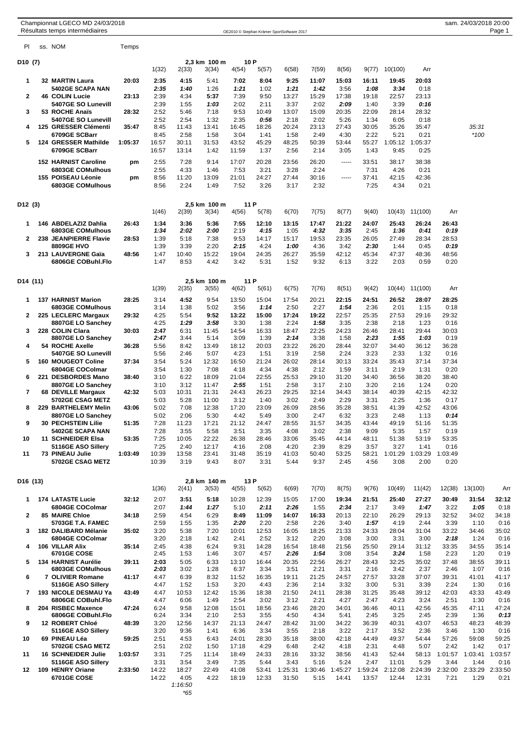Championnat LGECO MD 24/03/2018
Résultats temps intermédiaires

sam. 24/03/2018 20:00

## D10 (7) — 2,3 km 100 m — 10 P

| Pl | ss. NOM | Temps | 1(32) | 2(33) | 3(34) | 4(54) | 5(57) | 6(58) | 7(59) | 8(56) | 9(77) | 10(100) | Arr | | |
|---|---|---|---|---|---|---|---|---|---|---|---|---|---|---|---|
| 1 | 32 MARTIN Laura | 20:03 | 2:35 | 4:15 | 5:41 | 7:02 | 8:04 | 9:25 | 11:07 | 15:03 | 16:11 | 19:45 | 20:03 | | |
| | 5402GE SCAPA NAN | | 2:35 | 1:40 | 1:26 | 1:21 | 1:02 | 1:21 | 1:42 | 3:56 | 1:08 | 3:34 | 0:18 | | |
| 2 | 46 COLIN Lucie | 23:13 | 2:39 | 4:34 | 5:37 | 7:39 | 9:50 | 13:27 | 15:29 | 17:38 | 19:18 | 22:57 | 23:13 | | |
| | 5407GE SO Lunevill | | 2:39 | 1:55 | 1:03 | 2:02 | 2:11 | 3:37 | 2:02 | 2:09 | 1:40 | 3:39 | 0:16 | | |
| 3 | 53 ROCHE Anaïs | 28:32 | 2:52 | 5:46 | 7:18 | 9:53 | 10:49 | 13:07 | 15:09 | 20:35 | 22:09 | 28:14 | 28:32 | | |
| | 5407GE SO Lunevill | | 2:52 | 2:54 | 1:32 | 2:35 | 0:56 | 2:18 | 2:02 | 5:26 | 1:34 | 6:05 | 0:18 | | |
| 4 | 125 GRESSER Clémenti | 35:47 | 8:45 | 11:43 | 13:41 | 16:45 | 18:26 | 20:24 | 23:13 | 27:43 | 30:05 | 35:26 | 35:47 | 35:31 | |
| | 6709GE SCBarr | | 8:45 | 2:58 | 1:58 | 3:04 | 1:41 | 1:58 | 2:49 | 4:30 | 2:22 | 5:21 | 0:21 | *100 | |
| 5 | 124 GRESSER Mathilde | 1:05:37 | 16:57 | 30:11 | 31:53 | 43:52 | 45:29 | 48:25 | 50:39 | 53:44 | 55:27 | 1:05:12 | 1:05:37 | | |
| | 6709GE SCBarr | | 16:57 | 13:14 | 1:42 | 11:59 | 1:37 | 2:56 | 2:14 | 3:05 | 1:43 | 9:45 | 0:25 | | |
| | 152 HARNIST Caroline | pm | 2:55 | 7:28 | 9:14 | 17:07 | 20:28 | 23:56 | 26:20 | ----- | 33:51 | 38:17 | 38:38 | | |
| | 6803GE COMulhous | | 2:55 | 4:33 | 1:46 | 7:53 | 3:21 | 3:28 | 2:24 | | 7:31 | 4:26 | 0:21 | | |
| | 155 POISEAU Léonie | pm | 8:56 | 11:20 | 13:09 | 21:01 | 24:27 | 27:44 | 30:16 | ----- | 37:41 | 42:15 | 42:36 | | |
| | 6803GE COMulhous | | 8:56 | 2:24 | 1:49 | 7:52 | 3:26 | 3:17 | 2:32 | | 7:25 | 4:34 | 0:21 | | |

## D12 (3) — 2,5 km 100 m — 11 P

| Pl | ss. NOM | Temps | 1(46) | 2(39) | 3(34) | 4(56) | 5(78) | 6(70) | 7(75) | 8(77) | 9(40) | 10(43) | 11(100) | Arr |
|---|---|---|---|---|---|---|---|---|---|---|---|---|---|---|
| 1 | 146 ABDELAZIZ Dahlia | 26:43 | 1:34 | 3:36 | 5:36 | 7:55 | 12:10 | 13:15 | 17:47 | 21:22 | 24:07 | 25:43 | 26:24 | 26:43 |
| | 6803GE COMulhous | | 1:34 | 2:02 | 2:00 | 2:19 | 4:15 | 1:05 | 4:32 | 3:35 | 2:45 | 1:36 | 0:41 | 0:19 |
| 2 | 238 JEANPIERRE Flavie | 28:53 | 1:39 | 5:18 | 7:38 | 9:53 | 14:17 | 15:17 | 19:53 | 23:35 | 26:05 | 27:49 | 28:34 | 28:53 |
| | 8809GE HVO | | 1:39 | 3:39 | 2:20 | 2:15 | 4:24 | 1:00 | 4:36 | 3:42 | 2:30 | 1:44 | 0:45 | 0:19 |
| 3 | 213 LAUVERGNE Gaïa | 48:56 | 1:47 | 10:40 | 15:22 | 19:04 | 24:35 | 26:27 | 35:59 | 42:12 | 45:34 | 47:37 | 48:36 | 48:56 |
| | 6806GE COBuhl.Flo | | 1:47 | 8:53 | 4:42 | 3:42 | 5:31 | 1:52 | 9:32 | 6:13 | 3:22 | 2:03 | 0:59 | 0:20 |

## D14 (11) — 2,5 km 100 m — 11 P

| Pl | ss. NOM | Temps | 1(39) | 2(35) | 3(55) | 4(62) | 5(61) | 6(75) | 7(76) | 8(51) | 9(42) | 10(44) | 11(100) | Arr |
|---|---|---|---|---|---|---|---|---|---|---|---|---|---|---|
| 1 | 137 HARNIST Marion | 28:25 | 3:14 | 4:52 | 9:54 | 13:50 | 15:04 | 17:54 | 20:21 | 22:15 | 24:51 | 26:52 | 28:07 | 28:25 |
| | 6803GE COMulhous | | 3:14 | 1:38 | 5:02 | 3:56 | 1:14 | 2:50 | 2:27 | 1:54 | 2:36 | 2:01 | 1:15 | 0:18 |
| 2 | 225 LECLERC Margaux | 29:32 | 4:25 | 5:54 | 9:52 | 13:22 | 15:00 | 17:24 | 19:22 | 22:57 | 25:35 | 27:53 | 29:16 | 29:32 |
| | 8807GE LO Sanchey | | 4:25 | 1:29 | 3:58 | 3:30 | 1:38 | 2:24 | 1:58 | 3:35 | 2:38 | 2:18 | 1:23 | 0:16 |
| 3 | 228 COLIN Clara | 30:03 | 2:47 | 6:31 | 11:45 | 14:54 | 16:33 | 18:47 | 22:25 | 24:23 | 26:46 | 28:41 | 29:44 | 30:03 |
| | 8807GE LO Sanchey | | 2:47 | 3:44 | 5:14 | 3:09 | 1:39 | 2:14 | 3:38 | 1:58 | 2:23 | 1:55 | 1:03 | 0:19 |
| 4 | 54 ROCHE Axelle | 36:28 | 5:56 | 8:42 | 13:49 | 18:12 | 20:03 | 23:22 | 26:20 | 28:44 | 32:07 | 34:40 | 36:12 | 36:28 |
| | 5407GE SO Lunevill | | 5:56 | 2:46 | 5:07 | 4:23 | 1:51 | 3:19 | 2:58 | 2:24 | 3:23 | 2:33 | 1:32 | 0:16 |
| 5 | 160 MOUGEOT Coline | 37:34 | 3:54 | 5:24 | 12:32 | 16:50 | 21:24 | 26:02 | 28:14 | 30:13 | 33:24 | 35:43 | 37:14 | 37:34 |
| | 6804GE COColmar | | 3:54 | 1:30 | 7:08 | 4:18 | 4:34 | 4:38 | 2:12 | 1:59 | 3:11 | 2:19 | 1:31 | 0:20 |
| 6 | 221 DESBORDES Mano | 38:40 | 3:10 | 6:22 | 18:09 | 21:04 | 22:55 | 25:53 | 29:10 | 31:20 | 34:40 | 36:56 | 38:20 | 38:40 |
| | 8807GE LO Sanchey | | 3:10 | 3:12 | 11:47 | 2:55 | 1:51 | 2:58 | 3:17 | 2:10 | 3:20 | 2:16 | 1:24 | 0:20 |
| 7 | 68 DEVILLE Margaux | 42:32 | 5:03 | 10:31 | 21:31 | 24:43 | 26:23 | 29:25 | 32:14 | 34:43 | 38:14 | 40:39 | 42:15 | 42:32 |
| | 5702GE CSAG METZ | | 5:03 | 5:28 | 11:00 | 3:12 | 1:40 | 3:02 | 2:49 | 2:29 | 3:31 | 2:25 | 1:36 | 0:17 |
| 8 | 229 BARTHELEMY Melin | 43:06 | 5:02 | 7:08 | 12:38 | 17:20 | 23:09 | 26:09 | 28:56 | 35:28 | 38:51 | 41:39 | 42:52 | 43:06 |
| | 8807GE LO Sanchey | | 5:02 | 2:06 | 5:30 | 4:42 | 5:49 | 3:00 | 2:47 | 6:32 | 3:23 | 2:48 | 1:13 | 0:14 |
| 9 | 30 PECHSTEIN Lilie | 51:35 | 7:28 | 11:23 | 17:21 | 21:12 | 24:47 | 28:55 | 31:57 | 34:35 | 43:44 | 49:19 | 51:16 | 51:35 |
| | 5402GE SCAPA NAN | | 7:28 | 3:55 | 5:58 | 3:51 | 3:35 | 4:08 | 3:02 | 2:38 | 9:09 | 5:35 | 1:57 | 0:19 |
| 10 | 11 SCHNEIDER Elsa | 53:35 | 7:25 | 10:05 | 22:22 | 26:38 | 28:46 | 33:06 | 35:45 | 44:14 | 48:11 | 51:38 | 53:19 | 53:35 |
| | 5116GE ASO Sillery | | 7:25 | 2:40 | 12:17 | 4:16 | 2:08 | 4:20 | 2:39 | 8:29 | 3:57 | 3:27 | 1:41 | 0:16 |
| 11 | 73 PINEAU Julie | 1:03:49 | 10:39 | 13:58 | 23:41 | 31:48 | 35:19 | 41:03 | 50:40 | 53:25 | 58:21 | 1:01:29 | 1:03:29 | 1:03:49 |
| | 5702GE CSAG METZ | | 10:39 | 3:19 | 9:43 | 8:07 | 3:31 | 5:44 | 9:37 | 2:45 | 4:56 | 3:08 | 2:00 | 0:20 |

## D16 (13) — 2,8 km 140 m — 13 P

| Pl | ss. NOM | Temps | 1(36) | 2(41) | 3(53) | 4(55) | 5(62) | 6(69) | 7(70) | 8(75) | 9(76) | 10(49) | 11(42) | 12(38) | 13(100) | Arr |
|---|---|---|---|---|---|---|---|---|---|---|---|---|---|---|---|---|
| 1 | 174 LATASTE Lucie | 32:12 | 2:07 | 3:51 | 5:18 | 10:28 | 12:39 | 15:05 | 17:00 | 19:34 | 21:51 | 25:40 | 27:27 | 30:49 | 31:54 | 32:12 |
| | 6804GE COColmar | | 2:07 | 1:44 | 1:27 | 5:10 | 2:11 | 2:26 | 1:55 | 2:34 | 2:17 | 3:49 | 1:47 | 3:22 | 1:05 | 0:18 |
| 2 | 85 MAIRE Chloe | 34:18 | 2:59 | 4:54 | 6:29 | 8:49 | 11:09 | 14:07 | 16:33 | 20:13 | 22:10 | 26:29 | 29:13 | 32:52 | 34:02 | 34:18 |
| | 5703GE T.A. FAMEC | | 2:59 | 1:55 | 1:35 | 2:20 | 2:20 | 2:58 | 2:26 | 3:40 | 1:57 | 4:19 | 2:44 | 3:39 | 1:10 | 0:16 |
| 3 | 182 DALIBARD Mélanie | 35:02 | 3:20 | 5:38 | 7:20 | 10:01 | 12:53 | 16:05 | 18:25 | 21:33 | 24:33 | 28:04 | 31:04 | 33:22 | 34:46 | 35:02 |
| | 6804GE COColmar | | 3:20 | 2:18 | 1:42 | 2:41 | 2:52 | 3:12 | 2:20 | 3:08 | 3:00 | 3:31 | 3:00 | 2:18 | 1:24 | 0:16 |
| 4 | 106 VILLAR Alix | 35:14 | 2:45 | 4:38 | 6:24 | 9:31 | 14:28 | 16:54 | 18:48 | 21:56 | 25:50 | 29:14 | 31:12 | 33:35 | 34:55 | 35:14 |
| | 6701GE COSE | | 2:45 | 1:53 | 1:46 | 3:07 | 4:57 | 2:26 | 1:54 | 3:08 | 3:54 | 3:24 | 1:58 | 2:23 | 1:20 | 0:19 |
| 5 | 134 HARNIST Aurélie | 39:11 | 2:03 | 5:05 | 6:33 | 13:10 | 16:44 | 20:35 | 22:56 | 26:27 | 28:43 | 32:25 | 35:02 | 37:48 | 38:55 | 39:11 |
| | 6803GE COMulhous | | 2:03 | 3:02 | 1:28 | 6:37 | 3:34 | 3:51 | 2:21 | 3:31 | 2:16 | 3:42 | 2:37 | 2:46 | 1:07 | 0:16 |
| 6 | 7 OLIVIER Romane | 41:17 | 4:47 | 6:39 | 8:32 | 11:52 | 16:35 | 19:11 | 21:25 | 24:57 | 27:57 | 33:28 | 37:07 | 39:31 | 41:01 | 41:17 |
| | 5116GE ASO Sillery | | 4:47 | 1:52 | 1:53 | 3:20 | 4:43 | 2:36 | 2:14 | 3:32 | 3:00 | 5:31 | 3:39 | 2:24 | 1:30 | 0:16 |
| 7 | 193 NICOLE DESMAU Ya | 43:49 | 4:47 | 10:53 | 12:42 | 15:36 | 18:38 | 21:50 | 24:11 | 28:38 | 31:25 | 35:48 | 39:12 | 42:03 | 43:33 | 43:49 |
| | 6806GE COBuhl.Flo | | 4:47 | 6:06 | 1:49 | 2:54 | 3:02 | 3:12 | 2:21 | 4:27 | 2:47 | 4:23 | 3:24 | 2:51 | 1:30 | 0:16 |
| 8 | 204 RISBEC Maxence | 47:24 | 6:24 | 9:58 | 12:08 | 15:01 | 18:56 | 23:46 | 28:20 | 34:01 | 36:46 | 40:11 | 42:56 | 45:35 | 47:11 | 47:24 |
| | 6806GE COBuhl.Flo | | 6:24 | 3:34 | 2:10 | 2:53 | 3:55 | 4:50 | 4:34 | 5:41 | 2:45 | 3:25 | 2:45 | 2:39 | 1:36 | 0:13 |
| 9 | 12 ROBERT Chloé | 48:39 | 3:20 | 12:56 | 14:37 | 21:13 | 24:47 | 28:42 | 31:00 | 34:22 | 36:39 | 40:31 | 43:07 | 46:53 | 48:23 | 48:39 |
| | 5116GE ASO Sillery | | 3:20 | 9:36 | 1:41 | 6:36 | 3:34 | 3:55 | 2:18 | 3:22 | 2:17 | 3:52 | 2:36 | 3:46 | 1:30 | 0:16 |
| 10 | 69 PINEAU Léa | 59:25 | 2:51 | 4:53 | 6:43 | 24:01 | 28:30 | 35:18 | 38:00 | 42:18 | 44:49 | 49:37 | 54:44 | 57:26 | 59:08 | 59:25 |
| | 5702GE CSAG METZ | | 2:51 | 2:02 | 1:50 | 17:18 | 4:29 | 6:48 | 2:42 | 4:18 | 2:31 | 4:48 | 5:07 | 2:42 | 1:42 | 0:17 |
| 11 | 16 SCHNEIDER Julie | 1:03:57 | 3:31 | 7:25 | 11:14 | 18:49 | 24:33 | 28:16 | 33:32 | 38:56 | 43:41 | 52:44 | 58:13 | 1:01:57 | 1:03:41 | 1:03:57 |
| | 5116GE ASO Sillery | | 3:31 | 3:54 | 3:49 | 7:35 | 5:44 | 3:43 | 5:16 | 5:24 | 4:45 | 9:03 | 5:29 | 3:44 | 1:44 | 0:16 |
| 12 | 109 HENRY Oriane | 2:33:50 | 14:22 | 18:27 | 22:49 | 41:08 | 53:41 | 1:25:31 | 1:30:46 | 1:45:27 | 1:59:24 | 2:12:08 | 2:24:39 | 2:32:00 | 2:33:29 | 2:33:50 |
| | 6701GE COSE | | 14:22 | 4:05 | 4:22 | 18:19 | 12:33 | 31:50 | 5:15 | 14:41 | 13:57 | 12:44 | 12:31 | 7:21 | 1:29 | 0:21 |
| | | | | 1:16:50 | | | | | | | | | | | | |
| | | | | *65 | | | | | | | | | | | | |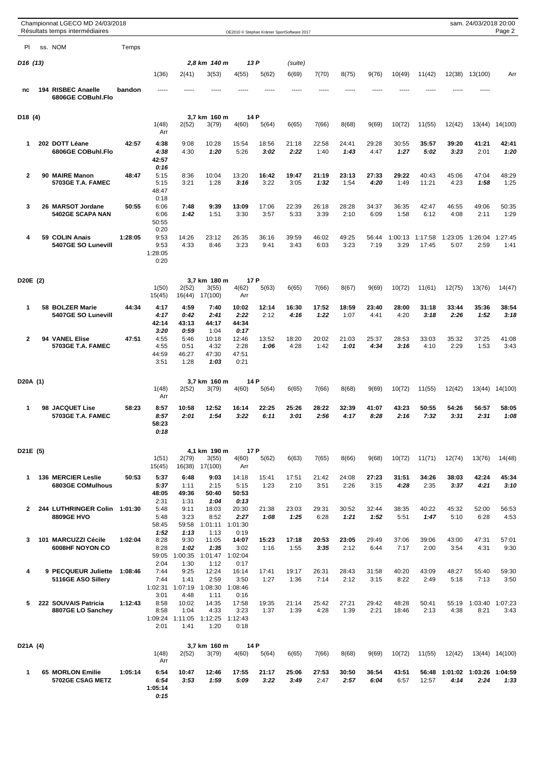Championnat LGECO MD 24/03/2018
Résultats temps intermédiaires

## D16 (13) — 2,8 km 140 m, 13 P (suite)

| Pl | ss. NOM | Temps | 1(36) | 2(41) | 3(53) | 4(55) | 5(62) | 6(69) | 7(70) | 8(75) | 9(76) | 10(49) | 11(42) | 12(38) | 13(100) | Arr |
|---|---|---|---|---|---|---|---|---|---|---|---|---|---|---|---|---|
| nc | 194 RISBEC Anaelle / 6806GE COBuhl.Flo | bandon | ----- | ----- | ----- | ----- | ----- | ----- | ----- | ----- | ----- | ----- | ----- | ----- | ----- | |

## D18 (4) — 3,7 km 160 m, 14 P

| Pl | ss. NOM | Temps | 1(48) | 2(52) | 3(79) | 4(60) | 5(64) | 6(65) | 7(66) | 8(68) | 9(69) | 10(72) | 11(55) | 12(42) | 13(44) | 14(100) | Arr |
|---|---|---|---|---|---|---|---|---|---|---|---|---|---|---|---|---|---|
| 1 | 202 DOTT Léane / 6806GE COBuhl.Flo | 42:57 | 4:38 / 4:38 | 9:08 / 4:30 | 10:28 / 1:20 | 15:54 / 5:26 | 18:56 / 3:02 | 21:18 / 2:22 | 22:58 / 1:40 | 24:41 / 1:43 | 29:28 / 4:47 | 30:55 / 1:27 | 35:57 / 5:02 | 39:20 / 3:23 | 41:21 / 2:01 | 42:41 / 1:20 | 42:57 / 0:16 |
| 2 | 90 MAIRE Manon / 5703GE T.A. FAMEC | 48:47 | 5:15 / 5:15 | 8:36 / 3:21 | 10:04 / 1:28 | 13:20 / 3:16 | 16:42 / 3:22 | 19:47 / 3:05 | 21:19 / 1:32 | 23:13 / 1:54 | 27:33 / 4:20 | 29:22 / 1:49 | 40:43 / 11:21 | 45:06 / 4:23 | 47:04 / 1:58 | 48:29 / 1:25 | 48:47 / 0:18 |
| 3 | 26 MARSOT Jordane / 5402GE SCAPA NAN | 50:55 | 6:06 / 6:06 | 7:48 / 1:42 | 9:39 / 1:51 | 13:09 / 3:30 | 17:06 / 3:57 | 22:39 / 5:33 | 26:18 / 3:39 | 28:28 / 2:10 | 34:37 / 6:09 | 36:35 / 1:58 | 42:47 / 6:12 | 46:55 / 4:08 | 49:06 / 2:11 | 50:35 / 1:29 | 50:55 / 0:20 |
| 4 | 59 COLIN Anais / 5407GE SO Lunevill | 1:28:05 | 9:53 / 9:53 | 14:26 / 4:33 | 23:12 / 8:46 | 26:35 / 3:23 | 36:16 / 9:41 | 39:59 / 3:43 | 46:02 / 6:03 | 49:25 / 3:23 | 56:44 / 7:19 | 1:00:13 / 3:29 | 1:17:58 / 17:45 | 1:23:05 / 5:07 | 1:26:04 / 2:59 | 1:27:45 / 1:41 | 1:28:05 / 0:20 |

## D20E (2) — 3,7 km 180 m, 17 P

| Pl | ss. NOM | Temps | 1(50) | 2(52) | 3(55) | 4(62) | 5(63) | 6(65) | 7(66) | 8(67) | 9(69) | 10(72) | 11(61) | 12(75) | 13(76) | 14(47) | 15(45) | 16(44) | 17(100) | Arr |
|---|---|---|---|---|---|---|---|---|---|---|---|---|---|---|---|---|---|---|---|---|
| 1 | 58 BOLZER Marie / 5407GE SO Lunevill | 44:34 | 4:17 / 4:17 | 4:59 / 0:42 | 7:40 / 2:41 | 10:02 / 2:22 | 12:14 / 2:12 | 16:30 / 4:16 | 17:52 / 1:22 | 18:59 / 1:07 | 23:40 / 4:41 | 28:00 / 4:20 | 31:18 / 3:18 | 33:44 / 2:26 | 35:36 / 1:52 | 38:54 / 3:18 | 42:14 / 3:20 | 43:13 / 0:59 | 44:17 / 1:04 | 44:34 / 0:17 |
| 2 | 94 VANEL Elise / 5703GE T.A. FAMEC | 47:51 | 4:55 / 4:55 | 5:46 / 0:51 | 10:18 / 4:32 | 12:46 / 2:28 | 13:52 / 1:06 | 18:20 / 4:28 | 20:02 / 1:42 | 21:03 / 1:01 | 25:37 / 4:34 | 28:53 / 3:16 | 33:03 / 4:10 | 35:32 / 2:29 | 37:25 / 1:53 | 41:08 / 3:43 | 44:59 / 3:51 | 46:27 / 1:28 | 47:30 / 1:03 | 47:51 / 0:21 |

## D20A (1) — 3,7 km 160 m, 14 P

| Pl | ss. NOM | Temps | 1(48) | 2(52) | 3(79) | 4(60) | 5(64) | 6(65) | 7(66) | 8(68) | 9(69) | 10(72) | 11(55) | 12(42) | 13(44) | 14(100) | Arr |
|---|---|---|---|---|---|---|---|---|---|---|---|---|---|---|---|---|---|
| 1 | 98 JACQUET Lise / 5703GE T.A. FAMEC | 58:23 | 8:57 / 8:57 | 10:58 / 2:01 | 12:52 / 1:54 | 16:14 / 3:22 | 22:25 / 6:11 | 25:26 / 3:01 | 28:22 / 2:56 | 32:39 / 4:17 | 41:07 / 8:28 | 43:23 / 2:16 | 50:55 / 7:32 | 54:26 / 3:31 | 56:57 / 2:31 | 58:05 / 1:08 | 58:23 / 0:18 |

## D21E (5) — 4,1 km 190 m, 17 P

| Pl | ss. NOM | Temps | 1(51) | 2(79) | 3(55) | 4(60) | 5(62) | 6(63) | 7(65) | 8(66) | 9(68) | 10(72) | 11(71) | 12(74) | 13(76) | 14(48) | 15(45) | 16(38) | 17(100) | Arr |
|---|---|---|---|---|---|---|---|---|---|---|---|---|---|---|---|---|---|---|---|---|
| 1 | 136 MERCIER Leslie / 6803GE COMulhous | 50:53 | 5:37 / 5:37 | 6:48 / 1:11 | 9:03 / 2:15 | 14:18 / 5:15 | 15:41 / 1:23 | 17:51 / 2:10 | 21:42 / 3:51 | 24:08 / 2:26 | 27:23 / 3:15 | 31:51 / 4:28 | 34:26 / 2:35 | 38:03 / 3:37 | 42:24 / 4:21 | 45:34 / 3:10 | 48:05 / 2:31 | 49:36 / 1:31 | 50:40 / 1:04 | 50:53 / 0:13 |
| 2 | 244 LUTHRINGER Colin / 8809GE HVO | 1:01:30 | 5:48 / 5:48 | 9:11 / 3:23 | 18:03 / 8:52 | 20:30 / 2:27 | 21:38 / 1:08 | 23:03 / 1:25 | 29:31 / 6:28 | 30:52 / 1:21 | 32:44 / 1:52 | 38:35 / 5:51 | 40:22 / 1:47 | 45:32 / 5:10 | 52:00 / 6:28 | 56:53 / 4:53 | 58:45 / 1:52 | 59:58 / 1:13 | 1:01:11 / 1:13 | 1:01:30 / 0:19 |
| 3 | 101 MARCUZZI Cécile / 6008HF NOYON CO | 1:02:04 | 8:28 / 8:28 | 9:30 / 1:02 | 11:05 / 1:35 | 14:07 / 3:02 | 15:23 / 1:16 | 17:18 / 1:55 | 20:53 / 3:35 | 23:05 / 2:12 | 29:49 / 6:44 | 37:06 / 7:17 | 39:06 / 2:00 | 43:00 / 3:54 | 47:31 / 4:31 | 57:01 / 9:30 | 59:05 / 2:04 | 1:00:35 / 1:30 | 1:01:47 / 1:12 | 1:02:04 / 0:17 |
| 4 | 9 PECQUEUR Juliette / 5116GE ASO Sillery | 1:08:46 | 7:44 / 7:44 | 9:25 / 1:41 | 12:24 / 2:59 | 16:14 / 3:50 | 17:41 / 1:27 | 19:17 / 1:36 | 26:31 / 7:14 | 28:43 / 2:12 | 31:58 / 3:15 | 40:20 / 8:22 | 43:09 / 2:49 | 48:27 / 5:18 | 55:40 / 7:13 | 59:30 / 3:50 | 1:02:31 / 3:01 | 1:07:19 / 4:48 | 1:08:30 / 1:11 | 1:08:46 / 0:16 |
| 5 | 222 SOUVAIS Patricia / 8807GE LO Sanchey | 1:12:43 | 8:58 / 8:58 | 10:02 / 1:04 | 14:35 / 4:33 | 17:58 / 3:23 | 19:35 / 1:37 | 21:14 / 1:39 | 25:42 / 4:28 | 27:21 / 1:39 | 29:42 / 2:21 | 48:28 / 18:46 | 50:41 / 2:13 | 55:19 / 4:38 | 1:03:40 / 8:21 | 1:07:23 / 3:43 | 1:09:24 / 2:01 | 1:11:05 / 1:41 | 1:12:25 / 1:20 | 1:12:43 / 0:18 |

## D21A (4) — 3,7 km 160 m, 14 P

| Pl | ss. NOM | Temps | 1(48) | 2(52) | 3(79) | 4(60) | 5(64) | 6(65) | 7(66) | 8(68) | 9(69) | 10(72) | 11(55) | 12(42) | 13(44) | 14(100) | Arr |
|---|---|---|---|---|---|---|---|---|---|---|---|---|---|---|---|---|---|
| 1 | 65 MORLON Emilie / 5702GE CSAG METZ | 1:05:14 | 6:54 / 6:54 | 10:47 / 3:53 | 12:46 / 1:59 | 17:55 / 5:09 | 21:17 / 3:22 | 25:06 / 3:49 | 27:53 / 2:47 | 30:50 / 2:57 | 36:54 / 6:04 | 43:51 / 6:57 | 56:48 / 12:57 | 1:01:02 / 4:14 | 1:03:26 / 2:24 | 1:04:59 / 1:33 | 1:05:14 / 0:15 |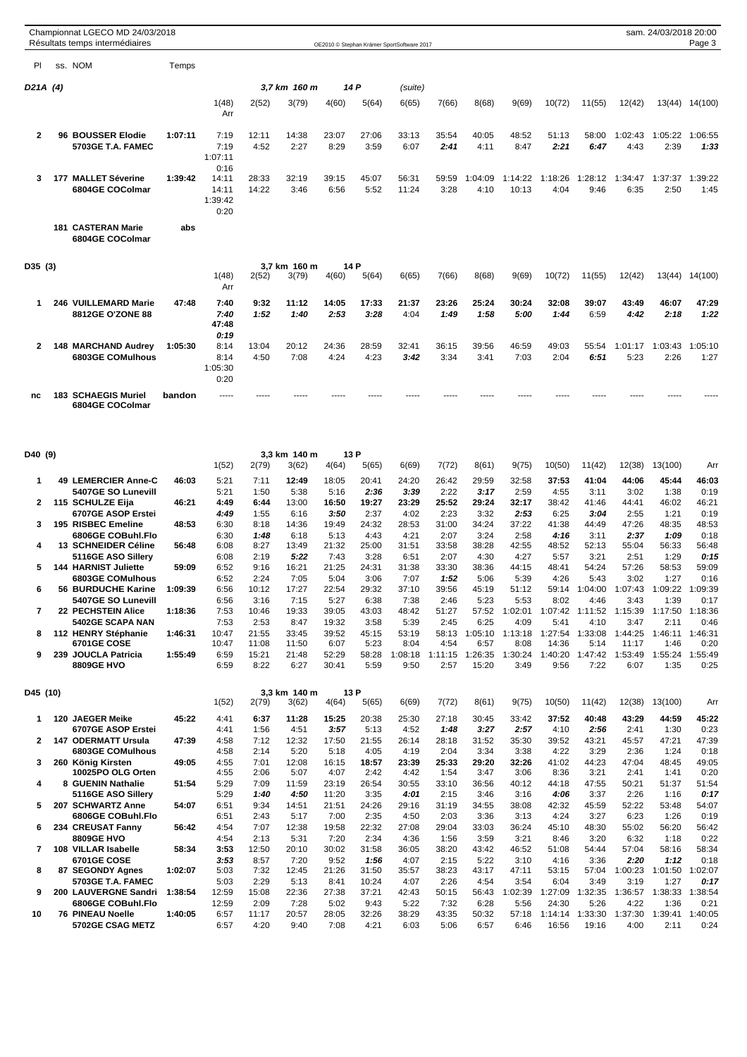Championnat LGECO MD 24/03/2018
Résultats temps intermédiaires

sam. 24/03/2018 20:00

OE2010 © Stephan Krämer SportSoftware 2017

## D21A (4) — 3,7 km 160 m — 14 P (suite)

| Pl | ss. | NOM | Temps | 1(48) | 2(52) | 3(79) | 4(60) | 5(64) | 6(65) | 7(66) | 8(68) | 9(69) | 10(72) | 11(55) | 12(42) | 13(44) | 14(100) | Arr |
|---|---|---|---|---|---|---|---|---|---|---|---|---|---|---|---|---|---|---|
| 2 | 96 | BOUSSER Elodie | 1:07:11 | 7:19 | 12:11 | 14:38 | 23:07 | 27:06 | 33:13 | 35:54 | 40:05 | 48:52 | 51:13 | 58:00 | 1:02:43 | 1:05:22 | 1:06:55 | 1:07:11 |
| | | 5703GE T.A. FAMEC | | 7:19 | 4:52 | 2:27 | 8:29 | 3:59 | 6:07 | *2:41* | 4:11 | 8:47 | *2:21* | *6:47* | 4:43 | 2:39 | *1:33* | 0:16 |
| 3 | 177 | MALLET Séverine | 1:39:42 | 14:11 | 28:33 | 32:19 | 39:15 | 45:07 | 56:31 | 59:59 | 1:04:09 | 1:14:22 | 1:18:26 | 1:28:12 | 1:34:47 | 1:37:37 | 1:39:22 | 1:39:42 |
| | | 6804GE COColmar | | 14:11 | 14:22 | 3:46 | 6:56 | 5:52 | 11:24 | 3:28 | 4:10 | 10:13 | 4:04 | 9:46 | 6:35 | 2:50 | 1:45 | 0:20 |
| | 181 | CASTERAN Marie | abs | | | | | | | | | | | | | | | |
| | | 6804GE COColmar | | | | | | | | | | | | | | | | |

## D35 (3) — 3,7 km 160 m — 14 P

| Pl | ss. | NOM | Temps | 1(48) | 2(52) | 3(79) | 4(60) | 5(64) | 6(65) | 7(66) | 8(68) | 9(69) | 10(72) | 11(55) | 12(42) | 13(44) | 14(100) | Arr |
|---|---|---|---|---|---|---|---|---|---|---|---|---|---|---|---|---|---|---|
| 1 | 246 | VUILLEMARD Marie | 47:48 | *7:40* | *9:32* | *11:12* | *14:05* | *17:33* | 21:37 | 23:26 | 25:24 | 30:24 | 32:08 | 39:07 | 43:49 | 46:07 | 47:29 | *47:48* |
| | | 8812GE O'ZONE 88 | | *7:40* | *1:52* | *1:40* | *2:53* | *3:28* | 4:04 | *1:49* | *1:58* | *5:00* | *1:44* | 6:59 | *4:42* | *2:18* | *1:22* | *0:19* |
| 2 | 148 | MARCHAND Audrey | 1:05:30 | 8:14 | 13:04 | 20:12 | 24:36 | 28:59 | 32:41 | 36:15 | 39:56 | 46:59 | 49:03 | 55:54 | 1:01:17 | 1:03:43 | 1:05:10 | 1:05:30 |
| | | 6803GE COMulhous | | 8:14 | 4:50 | 7:08 | 4:24 | 4:23 | *3:42* | 3:34 | 3:41 | 7:03 | 2:04 | *6:51* | 5:23 | 2:26 | 1:27 | 0:20 |
| nc | 183 | SCHAEGIS Muriel | bandon | ----- | ----- | ----- | ----- | ----- | ----- | ----- | ----- | ----- | ----- | ----- | ----- | ----- | ----- | |
| | | 6804GE COColmar | | | | | | | | | | | | | | | | |

## D40 (9) — 3,3 km 140 m — 13 P

| Pl | ss. | NOM | Temps | 1(52) | 2(79) | 3(62) | 4(64) | 5(65) | 6(69) | 7(72) | 8(61) | 9(75) | 10(50) | 11(42) | 12(38) | 13(100) | Arr |
|---|---|---|---|---|---|---|---|---|---|---|---|---|---|---|---|---|---|
| 1 | 49 | LEMERCIER Anne-C | 46:03 | 5:21 | 7:11 | *12:49* | 18:05 | 20:41 | 24:20 | 26:42 | 29:59 | 32:58 | *37:53* | *41:04* | *44:06* | *45:44* | *46:03* |
| | | 5407GE SO Lunevill | | 5:21 | 1:50 | 5:38 | 5:16 | *2:36* | *3:39* | 2:22 | *3:17* | 2:59 | 4:55 | 3:11 | 3:02 | 1:38 | 0:19 |
| 2 | 115 | SCHULZE Eija | 46:21 | *4:49* | *6:44* | 13:00 | *16:50* | *19:27* | *23:29* | *25:52* | *29:24* | *32:17* | 38:42 | 41:46 | 44:41 | 46:02 | 46:21 |
| | | 6707GE ASOP Erstei | | *4:49* | 1:55 | 6:16 | *3:50* | 2:37 | 4:02 | 2:23 | 3:32 | *2:53* | 6:25 | *3:04* | 2:55 | 1:21 | 0:19 |
| 3 | 195 | RISBEC Emeline | 48:53 | 6:30 | 8:18 | 14:36 | 19:49 | 24:32 | 28:53 | 31:00 | 34:24 | 37:22 | 41:38 | 44:49 | 47:26 | 48:35 | 48:53 |
| | | 6806GE COBuhl.Flo | | 6:30 | *1:48* | 6:18 | 5:13 | 4:43 | 4:21 | 2:07 | 3:24 | 2:58 | *4:16* | 3:11 | *2:37* | *1:09* | 0:18 |
| 4 | 13 | SCHNEIDER Céline | 56:48 | 6:08 | 8:27 | 13:49 | 21:32 | 25:00 | 31:51 | 33:58 | 38:28 | 42:55 | 48:52 | 52:13 | 55:04 | 56:33 | 56:48 |
| | | 5116GE ASO Sillery | | 6:08 | 2:19 | *5:22* | 7:43 | 3:28 | 6:51 | 2:07 | 4:30 | 4:27 | 5:57 | 3:21 | 2:51 | 1:29 | *0:15* |
| 5 | 144 | HARNIST Juliette | 59:09 | 6:52 | 9:16 | 16:21 | 21:25 | 24:31 | 31:38 | 33:30 | 38:36 | 44:15 | 48:41 | 54:24 | 57:26 | 58:53 | 59:09 |
| | | 6803GE COMulhous | | 6:52 | 2:24 | 7:05 | 5:04 | 3:06 | 7:07 | *1:52* | 5:06 | 5:39 | 4:26 | 5:43 | 3:02 | 1:27 | 0:16 |
| 6 | 56 | BURDUCHE Karine | 1:09:39 | 6:56 | 10:12 | 17:27 | 22:54 | 29:32 | 37:10 | 39:56 | 45:19 | 51:12 | 59:14 | 1:04:00 | 1:07:43 | 1:09:22 | 1:09:39 |
| | | 5407GE SO Lunevill | | 6:56 | 3:16 | 7:15 | 5:27 | 6:38 | 7:38 | 2:46 | 5:23 | 5:53 | 8:02 | 4:46 | 3:43 | 1:39 | 0:17 |
| 7 | 22 | PECHSTEIN Alice | 1:18:36 | 7:53 | 10:46 | 19:33 | 39:05 | 43:03 | 48:42 | 51:27 | 57:52 | 1:02:01 | 1:07:42 | 1:11:52 | 1:15:39 | 1:17:50 | 1:18:36 |
| | | 5402GE SCAPA NAN | | 7:53 | 2:53 | 8:47 | 19:32 | 3:58 | 5:39 | 2:45 | 6:25 | 4:09 | 5:41 | 4:10 | 3:47 | 2:11 | 0:46 |
| 8 | 112 | HENRY Stéphanie | 1:46:31 | 10:47 | 21:55 | 33:45 | 39:52 | 45:15 | 53:19 | 58:13 | 1:05:10 | 1:13:18 | 1:27:54 | 1:33:08 | 1:44:25 | 1:46:11 | 1:46:31 |
| | | 6701GE COSE | | 10:47 | 11:08 | 11:50 | 6:07 | 5:23 | 8:04 | 4:54 | 6:57 | 8:08 | 14:36 | 5:14 | 11:17 | 1:46 | 0:20 |
| 9 | 239 | JOUCLA Patricia | 1:55:49 | 6:59 | 15:21 | 21:48 | 52:29 | 58:28 | 1:08:18 | 1:11:15 | 1:26:35 | 1:30:24 | 1:40:20 | 1:47:42 | 1:53:49 | 1:55:24 | 1:55:49 |
| | | 8809GE HVO | | 6:59 | 8:22 | 6:27 | 30:41 | 5:59 | 9:50 | 2:57 | 15:20 | 3:49 | 9:56 | 7:22 | 6:07 | 1:35 | 0:25 |

## D45 (10) — 3,3 km 140 m — 13 P

| Pl | ss. | NOM | Temps | 1(52) | 2(79) | 3(62) | 4(64) | 5(65) | 6(69) | 7(72) | 8(61) | 9(75) | 10(50) | 11(42) | 12(38) | 13(100) | Arr |
|---|---|---|---|---|---|---|---|---|---|---|---|---|---|---|---|---|---|
| 1 | 120 | JAEGER Meike | 45:22 | 4:41 | *6:37* | *11:28* | *15:25* | 20:38 | 25:30 | 27:18 | 30:45 | 33:42 | *37:52* | *40:48* | *43:29* | *44:59* | *45:22* |
| | | 6707GE ASOP Erstei | | 4:41 | 1:56 | 4:51 | *3:57* | 5:13 | 4:52 | *1:48* | *3:27* | *2:57* | 4:10 | *2:56* | 2:41 | 1:30 | 0:23 |
| 2 | 147 | ODERMATT Ursula | 47:39 | 4:58 | 7:12 | 12:32 | 17:50 | 21:55 | 26:14 | 28:18 | 31:52 | 35:30 | 39:52 | 43:21 | 45:57 | 47:21 | 47:39 |
| | | 6803GE COMulhous | | 4:58 | 2:14 | 5:20 | 5:18 | 4:05 | 4:19 | 2:04 | 3:34 | 3:38 | 4:22 | 3:29 | 2:36 | 1:24 | 0:18 |
| 3 | 260 | König Kirsten | 49:05 | 4:55 | 7:01 | 12:08 | 16:15 | *18:57* | *23:39* | *25:33* | *29:20* | *32:26* | 41:02 | 44:23 | 47:04 | 48:45 | 49:05 |
| | | 10025PO OLG Orten | | 4:55 | 2:06 | 5:07 | 4:07 | 2:42 | 4:42 | 1:54 | 3:47 | 3:06 | 8:36 | 3:21 | 2:41 | 1:41 | 0:20 |
| 4 | 8 | GUENIN Nathalie | 51:54 | 5:29 | 7:09 | 11:59 | 23:19 | 26:54 | 30:55 | 33:10 | 36:56 | 40:12 | 44:18 | 47:55 | 50:21 | 51:37 | 51:54 |
| | | 5116GE ASO Sillery | | 5:29 | *1:40* | *4:50* | 11:20 | 3:35 | *4:01* | 2:15 | 3:46 | 3:16 | *4:06* | 3:37 | 2:26 | 1:16 | *0:17* |
| 5 | 207 | SCHWARTZ Anne | 54:07 | 6:51 | 9:34 | 14:51 | 21:51 | 24:26 | 29:16 | 31:19 | 34:55 | 38:08 | 42:32 | 45:59 | 52:22 | 53:48 | 54:07 |
| | | 6806GE COBuhl.Flo | | 6:51 | 2:43 | 5:17 | 7:00 | 2:35 | 4:50 | 2:03 | 3:36 | 3:13 | 4:24 | 3:27 | 6:23 | 1:26 | 0:19 |
| 6 | 234 | CREUSAT Fanny | 56:42 | 4:54 | 7:07 | 12:38 | 19:58 | 22:32 | 27:08 | 29:04 | 33:03 | 36:24 | 45:10 | 48:30 | 55:02 | 56:20 | 56:42 |
| | | 8809GE HVO | | 4:54 | 2:13 | 5:31 | 7:20 | 2:34 | 4:36 | 1:56 | 3:59 | 3:21 | 8:46 | 3:20 | 6:32 | 1:18 | 0:22 |
| 7 | 108 | VILLAR Isabelle | 58:34 | *3:53* | 12:50 | 20:10 | 30:02 | 31:58 | 36:05 | 38:20 | 43:42 | 46:52 | 51:08 | 54:44 | 57:04 | 58:16 | 58:34 |
| | | 6701GE COSE | | *3:53* | 8:57 | 7:20 | 9:52 | *1:56* | 4:07 | 2:15 | 5:22 | 3:10 | 4:16 | 3:36 | *2:20* | *1:12* | 0:18 |
| 8 | 87 | SEGONDY Agnes | 1:02:07 | 5:03 | 7:32 | 12:45 | 21:26 | 31:50 | 35:57 | 38:23 | 43:17 | 47:11 | 53:15 | 57:04 | 1:00:23 | 1:01:50 | 1:02:07 |
| | | 5703GE T.A. FAMEC | | 5:03 | 2:29 | 5:13 | 8:41 | 10:24 | 4:07 | 2:26 | 4:54 | 3:54 | 6:04 | 3:49 | 3:19 | 1:27 | *0:17* |
| 9 | 200 | LAUVERGNE Sandri | 1:38:54 | 12:59 | 15:08 | 22:36 | 27:38 | 37:21 | 42:43 | 50:15 | 56:43 | 1:02:39 | 1:27:09 | 1:32:35 | 1:36:57 | 1:38:33 | 1:38:54 |
| | | 6806GE COBuhl.Flo | | 12:59 | 2:09 | 7:28 | 5:02 | 9:43 | 5:22 | 7:32 | 6:28 | 5:56 | 24:30 | 5:26 | 4:22 | 1:36 | 0:21 |
| 10 | 76 | PINEAU Noelle | 1:40:05 | 6:57 | 11:17 | 20:57 | 28:05 | 32:26 | 38:29 | 43:35 | 50:32 | 57:18 | 1:14:14 | 1:33:30 | 1:37:30 | 1:39:41 | 1:40:05 |
| | | 5702GE CSAG METZ | | 6:57 | 4:20 | 9:40 | 7:08 | 4:21 | 6:03 | 5:06 | 6:57 | 6:46 | 16:56 | 19:16 | 4:00 | 2:11 | 0:24 |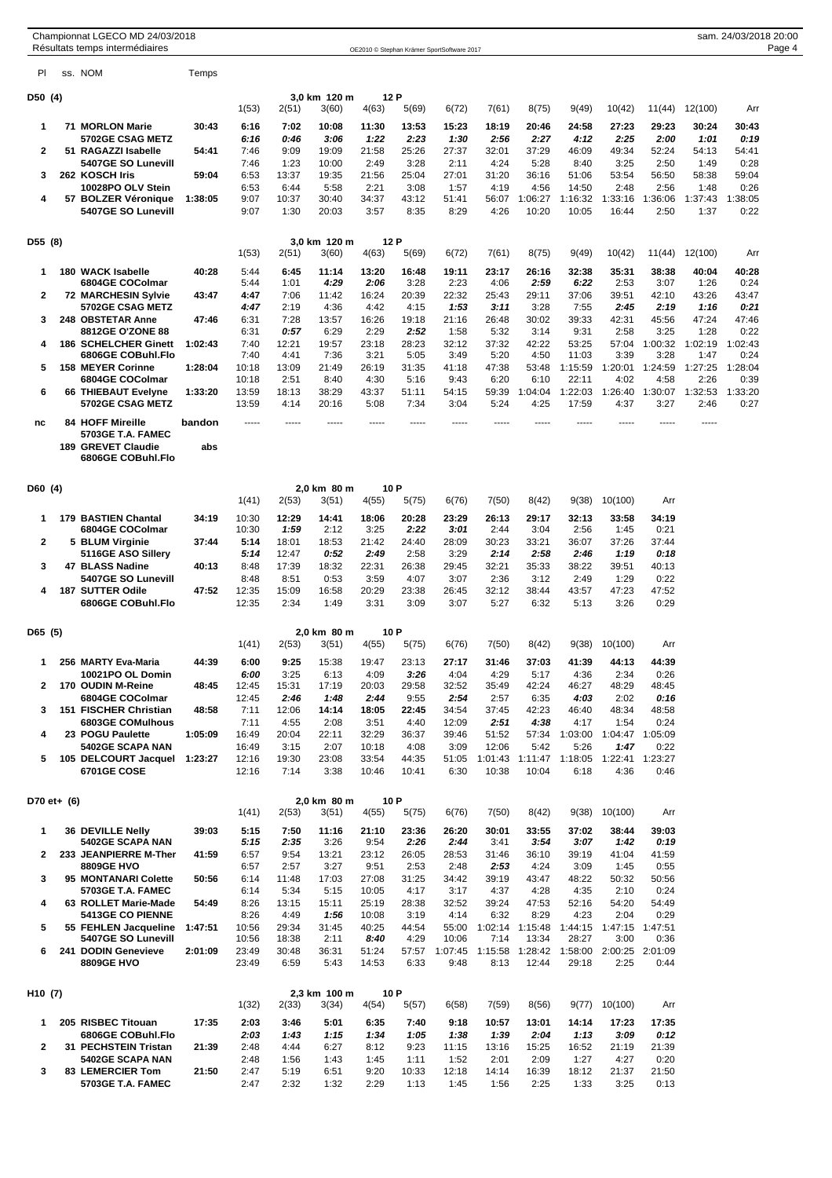Championnat LGECO MD 24/03/2018
Résultats temps intermédiaires

### D50 (4) — 3,0 km 120 m 12 P

| Pl | ss. | NOM | Temps | 1(53) | 2(51) | 3(60) | 4(63) | 5(69) | 6(72) | 7(61) | 8(75) | 9(49) | 10(42) | 11(44) | 12(100) | Arr |
|---|---|---|---|---|---|---|---|---|---|---|---|---|---|---|---|---|
| 1 | 71 | MORLON Marie | 30:43 | 6:16 | 7:02 | 10:08 | 11:30 | 13:53 | 15:23 | 18:19 | 20:46 | 24:58 | 27:23 | 29:23 | 30:24 | 30:43 |
| | | 5702GE CSAG METZ | | 6:16 | 0:46 | 3:06 | 1:22 | 2:23 | 1:30 | 2:56 | 2:27 | 4:12 | 2:25 | 2:00 | 1:01 | 0:19 |
| 2 | 51 | RAGAZZI Isabelle | 54:41 | 7:46 | 9:09 | 19:09 | 21:58 | 25:26 | 27:37 | 32:01 | 37:29 | 46:09 | 49:34 | 52:24 | 54:13 | 54:41 |
| | | 5407GE SO Lunevill | | 7:46 | 1:23 | 10:00 | 2:49 | 3:28 | 2:11 | 4:24 | 5:28 | 8:40 | 3:25 | 2:50 | 1:49 | 0:28 |
| 3 | 262 | KOSCH Iris | 59:04 | 6:53 | 13:37 | 19:35 | 21:56 | 25:04 | 27:01 | 31:20 | 36:16 | 51:06 | 53:54 | 56:50 | 58:38 | 59:04 |
| | | 10028PO OLV Stein | | 6:53 | 6:44 | 5:58 | 2:21 | 3:08 | 1:57 | 4:19 | 4:56 | 14:50 | 2:48 | 2:56 | 1:48 | 0:26 |
| 4 | 57 | BOLZER Véronique | 1:38:05 | 9:07 | 10:37 | 30:40 | 34:37 | 43:12 | 51:41 | 56:07 | 1:06:27 | 1:16:32 | 1:33:16 | 1:36:06 | 1:37:43 | 1:38:05 |
| | | 5407GE SO Lunevill | | 9:07 | 1:30 | 20:03 | 3:57 | 8:35 | 8:29 | 4:26 | 10:20 | 10:05 | 16:44 | 2:50 | 1:37 | 0:22 |

### D55 (8) — 3,0 km 120 m 12 P

| Pl | ss. | NOM | Temps | 1(53) | 2(51) | 3(60) | 4(63) | 5(69) | 6(72) | 7(61) | 8(75) | 9(49) | 10(42) | 11(44) | 12(100) | Arr |
|---|---|---|---|---|---|---|---|---|---|---|---|---|---|---|---|---|
| 1 | 180 | WACK Isabelle | 40:28 | 5:44 | 6:45 | 11:14 | 13:20 | 16:48 | 19:11 | 23:17 | 26:16 | 32:38 | 35:31 | 38:38 | 40:04 | 40:28 |
| | | 6804GE COColmar | | 5:44 | 1:01 | 4:29 | 2:06 | 3:28 | 2:23 | 4:06 | 2:59 | 6:22 | 2:53 | 3:07 | 1:26 | 0:24 |
| 2 | 72 | MARCHESIN Sylvie | 43:47 | 4:47 | 7:06 | 11:42 | 16:24 | 20:39 | 22:32 | 25:43 | 29:11 | 37:06 | 39:51 | 42:10 | 43:26 | 43:47 |
| | | 5702GE CSAG METZ | | 4:47 | 2:19 | 4:36 | 4:42 | 4:15 | 1:53 | 3:11 | 3:28 | 7:55 | 2:45 | 2:19 | 1:16 | 0:21 |
| 3 | 248 | OBSTETAR Anne | 47:46 | 6:31 | 7:28 | 13:57 | 16:26 | 19:18 | 21:16 | 26:48 | 30:02 | 39:33 | 42:31 | 45:56 | 47:24 | 47:46 |
| | | 8812GE O'ZONE 88 | | 6:31 | 0:57 | 6:29 | 2:29 | 2:52 | 1:58 | 5:32 | 3:14 | 9:31 | 2:58 | 3:25 | 1:28 | 0:22 |
| 4 | 186 | SCHELCHER Ginett | 1:02:43 | 7:40 | 12:21 | 19:57 | 23:18 | 28:23 | 32:12 | 37:32 | 42:22 | 53:25 | 57:04 | 1:00:32 | 1:02:19 | 1:02:43 |
| | | 6806GE COBuhl.Flo | | 7:40 | 4:41 | 7:36 | 3:21 | 5:05 | 3:49 | 5:20 | 4:50 | 11:03 | 3:39 | 3:28 | 1:47 | 0:24 |
| 5 | 158 | MEYER Corinne | 1:28:04 | 10:18 | 13:09 | 21:49 | 26:19 | 31:35 | 41:18 | 47:38 | 53:48 | 1:15:59 | 1:20:01 | 1:24:59 | 1:27:25 | 1:28:04 |
| | | 6804GE COColmar | | 10:18 | 2:51 | 8:40 | 4:30 | 5:16 | 9:43 | 6:20 | 6:10 | 22:11 | 4:02 | 4:58 | 2:26 | 0:39 |
| 6 | 66 | THIEBAUT Evelyne | 1:33:20 | 13:59 | 18:13 | 38:29 | 43:37 | 51:11 | 54:15 | 59:39 | 1:04:04 | 1:22:03 | 1:26:40 | 1:30:07 | 1:32:53 | 1:33:20 |
| | | 5702GE CSAG METZ | | 13:59 | 4:14 | 20:16 | 5:08 | 7:34 | 3:04 | 5:24 | 4:25 | 17:59 | 4:37 | 3:27 | 2:46 | 0:27 |
| nc | 84 | HOFF Mireille | bandon | ----- | ----- | ----- | ----- | ----- | ----- | ----- | ----- | ----- | ----- | ----- | ----- | |
| | | 5703GE T.A. FAMEC | | | | | | | | | | | | | | |
| | 189 | GREVET Claudie | abs | | | | | | | | | | | | | |
| | | 6806GE COBuhl.Flo | | | | | | | | | | | | | | |

### D60 (4) — 2,0 km 80 m 10 P

| Pl | ss. | NOM | Temps | 1(41) | 2(53) | 3(51) | 4(55) | 5(75) | 6(76) | 7(50) | 8(42) | 9(38) | 10(100) | Arr |
|---|---|---|---|---|---|---|---|---|---|---|---|---|---|---|
| 1 | 179 | BASTIEN Chantal | 34:19 | 10:30 | 12:29 | 14:41 | 18:06 | 20:28 | 23:29 | 26:13 | 29:17 | 32:13 | 33:58 | 34:19 |
| | | 6804GE COColmar | | 10:30 | 1:59 | 2:12 | 3:25 | 2:22 | 3:01 | 2:44 | 3:04 | 2:56 | 1:45 | 0:21 |
| 2 | 5 | BLUM Virginie | 37:44 | 5:14 | 18:01 | 18:53 | 21:42 | 24:40 | 28:09 | 30:23 | 33:21 | 36:07 | 37:26 | 37:44 |
| | | 5116GE ASO Sillery | | 5:14 | 12:47 | 0:52 | 2:49 | 2:58 | 3:29 | 2:14 | 2:58 | 2:46 | 1:19 | 0:18 |
| 3 | 47 | BLASS Nadine | 40:13 | 8:48 | 17:39 | 18:32 | 22:31 | 26:38 | 29:45 | 32:21 | 35:33 | 38:22 | 39:51 | 40:13 |
| | | 5407GE SO Lunevill | | 8:48 | 8:51 | 0:53 | 3:59 | 4:07 | 3:07 | 2:36 | 3:12 | 2:49 | 1:29 | 0:22 |
| 4 | 187 | SUTTER Odile | 47:52 | 12:35 | 15:09 | 16:58 | 20:29 | 23:38 | 26:45 | 32:12 | 38:44 | 43:57 | 47:23 | 47:52 |
| | | 6806GE COBuhl.Flo | | 12:35 | 2:34 | 1:49 | 3:31 | 3:09 | 3:07 | 5:27 | 6:32 | 5:13 | 3:26 | 0:29 |

### D65 (5) — 2,0 km 80 m 10 P

| Pl | ss. | NOM | Temps | 1(41) | 2(53) | 3(51) | 4(55) | 5(75) | 6(76) | 7(50) | 8(42) | 9(38) | 10(100) | Arr |
|---|---|---|---|---|---|---|---|---|---|---|---|---|---|---|
| 1 | 256 | MARTY Eva-Maria | 44:39 | 6:00 | 9:25 | 15:38 | 19:47 | 23:13 | 27:17 | 31:46 | 37:03 | 41:39 | 44:13 | 44:39 |
| | | 10021PO OL Domin | | 6:00 | 3:25 | 6:13 | 4:09 | 3:26 | 4:04 | 4:29 | 5:17 | 4:36 | 2:34 | 0:26 |
| 2 | 170 | OUDIN M-Reine | 48:45 | 12:45 | 15:31 | 17:19 | 20:03 | 29:58 | 32:52 | 35:49 | 42:24 | 46:27 | 48:29 | 48:45 |
| | | 6804GE COColmar | | 12:45 | 2:46 | 1:48 | 2:44 | 9:55 | 2:54 | 2:57 | 6:35 | 4:03 | 2:02 | 0:16 |
| 3 | 151 | FISCHER Christian | 48:58 | 7:11 | 12:06 | 14:14 | 18:05 | 22:45 | 34:54 | 37:45 | 42:23 | 46:40 | 48:34 | 48:58 |
| | | 6803GE COMulhous | | 7:11 | 4:55 | 2:08 | 3:51 | 4:40 | 12:09 | 2:51 | 4:38 | 4:17 | 1:54 | 0:24 |
| 4 | 23 | POGU Paulette | 1:05:09 | 16:49 | 20:04 | 22:11 | 32:29 | 36:37 | 39:46 | 51:52 | 57:34 | 1:03:00 | 1:04:47 | 1:05:09 |
| | | 5402GE SCAPA NAN | | 16:49 | 3:15 | 2:07 | 10:18 | 4:08 | 3:09 | 12:06 | 5:42 | 5:26 | 1:47 | 0:22 |
| 5 | 105 | DELCOURT Jacquel | 1:23:27 | 12:16 | 19:30 | 23:08 | 33:54 | 44:35 | 51:05 | 1:01:43 | 1:11:47 | 1:18:05 | 1:22:41 | 1:23:27 |
| | | 6701GE COSE | | 12:16 | 7:14 | 3:38 | 10:46 | 10:41 | 6:30 | 10:38 | 10:04 | 6:18 | 4:36 | 0:46 |

### D70 et+ (6) — 2,0 km 80 m 10 P

| Pl | ss. | NOM | Temps | 1(41) | 2(53) | 3(51) | 4(55) | 5(75) | 6(76) | 7(50) | 8(42) | 9(38) | 10(100) | Arr |
|---|---|---|---|---|---|---|---|---|---|---|---|---|---|---|
| 1 | 36 | DEVILLE Nelly | 39:03 | 5:15 | 7:50 | 11:16 | 21:10 | 23:36 | 26:20 | 30:01 | 33:55 | 37:02 | 38:44 | 39:03 |
| | | 5402GE SCAPA NAN | | 5:15 | 2:35 | 3:26 | 9:54 | 2:26 | 2:44 | 3:41 | 3:54 | 3:07 | 1:42 | 0:19 |
| 2 | 233 | JEANPIERRE M-Ther | 41:59 | 6:57 | 9:54 | 13:21 | 23:12 | 26:05 | 28:53 | 31:46 | 36:10 | 39:19 | 41:04 | 41:59 |
| | | 8809GE HVO | | 6:57 | 2:57 | 3:27 | 9:51 | 2:53 | 2:48 | 2:53 | 4:24 | 3:09 | 1:45 | 0:55 |
| 3 | 95 | MONTANARI Colette | 50:56 | 6:14 | 11:48 | 17:03 | 27:08 | 31:25 | 34:42 | 39:19 | 43:47 | 48:22 | 50:32 | 50:56 |
| | | 5703GE T.A. FAMEC | | 6:14 | 5:34 | 5:15 | 10:05 | 4:17 | 3:17 | 4:37 | 4:28 | 4:35 | 2:10 | 0:24 |
| 4 | 63 | ROLLET Marie-Made | 54:49 | 8:26 | 13:15 | 15:11 | 25:19 | 28:38 | 32:52 | 39:24 | 47:53 | 52:16 | 54:20 | 54:49 |
| | | 5413GE CO PIENNE | | 8:26 | 4:49 | 1:56 | 10:08 | 3:19 | 4:14 | 6:32 | 8:29 | 4:23 | 2:04 | 0:29 |
| 5 | 55 | FEHLEN Jacqueline | 1:47:51 | 10:56 | 29:34 | 31:45 | 40:25 | 44:54 | 55:00 | 1:02:14 | 1:15:48 | 1:44:15 | 1:47:15 | 1:47:51 |
| | | 5407GE SO Lunevill | | 10:56 | 18:38 | 2:11 | 8:40 | 4:29 | 10:06 | 7:14 | 13:34 | 28:27 | 3:00 | 0:36 |
| 6 | 241 | DODIN Genevieve | 2:01:09 | 23:49 | 30:48 | 36:31 | 51:24 | 57:57 | 1:07:45 | 1:15:58 | 1:28:42 | 1:58:00 | 2:00:25 | 2:01:09 |
| | | 8809GE HVO | | 23:49 | 6:59 | 5:43 | 14:53 | 6:33 | 9:48 | 8:13 | 12:44 | 29:18 | 2:25 | 0:44 |

### H10 (7) — 2,3 km 100 m 10 P

| Pl | ss. | NOM | Temps | 1(32) | 2(33) | 3(34) | 4(54) | 5(57) | 6(58) | 7(59) | 8(56) | 9(77) | 10(100) | Arr |
|---|---|---|---|---|---|---|---|---|---|---|---|---|---|---|
| 1 | 205 | RISBEC Titouan | 17:35 | 2:03 | 3:46 | 5:01 | 6:35 | 7:40 | 9:18 | 10:57 | 13:01 | 14:14 | 17:23 | 17:35 |
| | | 6806GE COBuhl.Flo | | 2:03 | 1:43 | 1:15 | 1:34 | 1:05 | 1:38 | 1:39 | 2:04 | 1:13 | 3:09 | 0:12 |
| 2 | 31 | PECHSTEIN Tristan | 21:39 | 2:48 | 4:44 | 6:27 | 8:12 | 9:23 | 11:15 | 13:16 | 15:25 | 16:52 | 21:19 | 21:39 |
| | | 5402GE SCAPA NAN | | 2:48 | 1:56 | 1:43 | 1:45 | 1:11 | 1:52 | 2:01 | 2:09 | 1:27 | 4:27 | 0:20 |
| 3 | 83 | LEMERCIER Tom | 21:50 | 2:47 | 5:19 | 6:51 | 9:20 | 10:33 | 12:18 | 14:14 | 16:39 | 18:12 | 21:37 | 21:50 |
| | | 5703GE T.A. FAMEC | | 2:47 | 2:32 | 1:32 | 2:29 | 1:13 | 1:45 | 1:56 | 2:25 | 1:33 | 3:25 | 0:13 |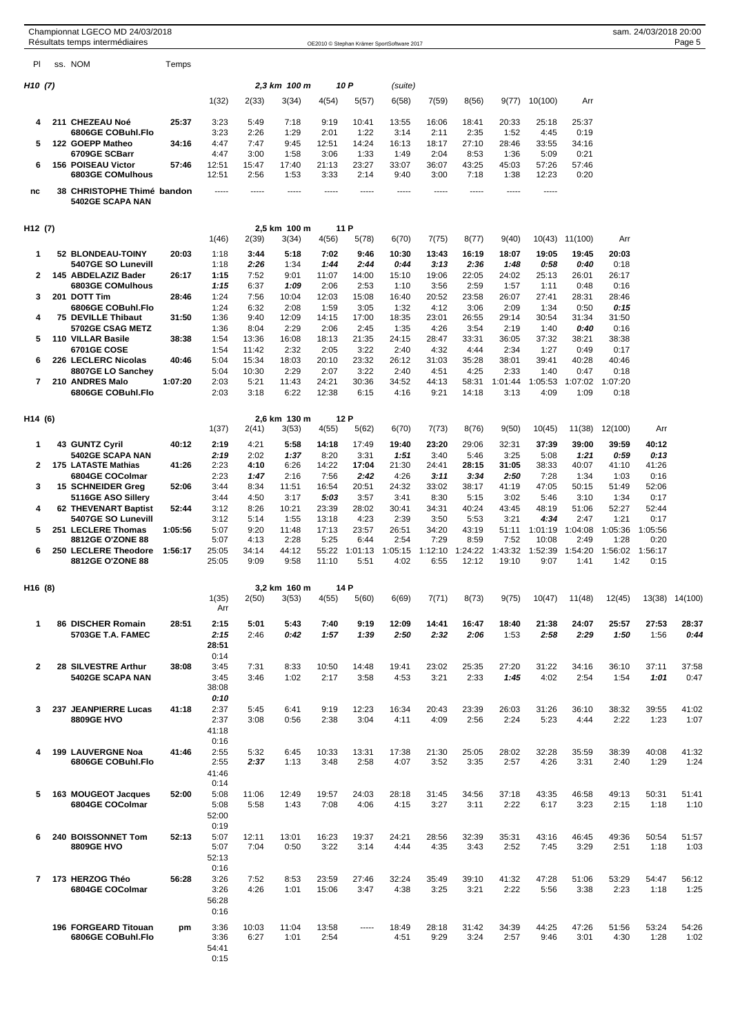Championnat LGECO MD 24/03/2018
Résultats temps intermédiaires

| Pl | ss. | NOM | Temps | | | | | | | | | | | | | | |
|---|---|---|---|---|---|---|---|---|---|---|---|---|---|---|---|---|---|

## H10 (7) — 2,3 km 100 m 10 P (suite)

| Pl | ss. NOM | Temps | 1(32) | 2(33) | 3(34) | 4(54) | 5(57) | 6(58) | 7(59) | 8(56) | 9(77) | 10(100) | Arr |
|---|---|---|---|---|---|---|---|---|---|---|---|---|---|
| 4 | 211 CHEZEAU Noé | 25:37 | 3:23 | 5:49 | 7:18 | 9:19 | 10:41 | 13:55 | 16:06 | 18:41 | 20:33 | 25:18 | 25:37 |
| | 6806GE COBuhl.Flo | | 3:23 | 2:26 | 1:29 | 2:01 | 1:22 | 3:14 | 2:11 | 2:35 | 1:52 | 4:45 | 0:19 |
| 5 | 122 GOEPP Matheo | 34:16 | 4:47 | 7:47 | 9:45 | 12:51 | 14:24 | 16:13 | 18:17 | 27:10 | 28:46 | 33:55 | 34:16 |
| | 6709GE SCBarr | | 4:47 | 3:00 | 1:58 | 3:06 | 1:33 | 1:49 | 2:04 | 8:53 | 1:36 | 5:09 | 0:21 |
| 6 | 156 POISEAU Victor | 57:46 | 12:51 | 15:47 | 17:40 | 21:13 | 23:27 | 33:07 | 36:07 | 43:25 | 45:03 | 57:26 | 57:46 |
| | 6803GE COMulhous | | 12:51 | 2:56 | 1:53 | 3:33 | 2:14 | 9:40 | 3:00 | 7:18 | 1:38 | 12:23 | 0:20 |
| nc | 38 CHRISTOPHE Thimé bandon | | ----- | ----- | ----- | ----- | ----- | ----- | ----- | ----- | ----- | ----- | |
| | 5402GE SCAPA NAN | | | | | | | | | | | | |

## H12 (7) — 2,5 km 100 m 11 P

| Pl | ss. NOM | Temps | 1(46) | 2(39) | 3(34) | 4(56) | 5(78) | 6(70) | 7(75) | 8(77) | 9(40) | 10(43) | 11(100) | Arr |
|---|---|---|---|---|---|---|---|---|---|---|---|---|---|---|
| 1 | 52 BLONDEAU-TOINY | 20:03 | 1:18 | **3:44** | **5:18** | **7:02** | **9:46** | **10:30** | **13:43** | **16:19** | **18:07** | **19:05** | **19:45** | **20:03** |
| | 5407GE SO Lunevill | | 1:18 | ***2:26*** | 1:34 | ***1:44*** | ***2:44*** | ***0:44*** | ***3:13*** | ***2:36*** | ***1:48*** | ***0:58*** | ***0:40*** | 0:18 |
| 2 | 145 ABDELAZIZ Bader | 26:17 | **1:15** | 7:52 | 9:01 | 11:07 | 14:00 | 15:10 | 19:06 | 22:05 | 24:02 | 25:13 | 26:01 | 26:17 |
| | 6803GE COMulhous | | ***1:15*** | 6:37 | ***1:09*** | 2:06 | 2:53 | 1:10 | 3:56 | 2:59 | 1:57 | 1:11 | 0:48 | 0:16 |
| 3 | 201 DOTT Tim | 28:46 | 1:24 | 7:56 | 10:04 | 12:03 | 15:08 | 16:40 | 20:52 | 23:58 | 26:07 | 27:41 | 28:31 | 28:46 |
| | 6806GE COBuhl.Flo | | 1:24 | 6:32 | 2:08 | 1:59 | 3:05 | 1:32 | 4:12 | 3:06 | 2:09 | 1:34 | 0:50 | ***0:15*** |
| 4 | 75 DEVILLE Thibaut | 31:50 | 1:36 | 9:40 | 12:09 | 14:15 | 17:00 | 18:35 | 23:01 | 26:55 | 29:14 | 30:54 | 31:34 | 31:50 |
| | 5702GE CSAG METZ | | 1:36 | 8:04 | 2:29 | 2:06 | 2:45 | 1:35 | 4:26 | 3:54 | 2:19 | 1:40 | ***0:40*** | 0:16 |
| 5 | 110 VILLAR Basile | 38:38 | 1:54 | 13:36 | 16:08 | 18:13 | 21:35 | 24:15 | 28:47 | 33:31 | 36:05 | 37:32 | 38:21 | 38:38 |
| | 6701GE COSE | | 1:54 | 11:42 | 2:32 | 2:05 | 3:22 | 2:40 | 4:32 | 4:44 | 2:34 | 1:27 | 0:49 | 0:17 |
| 6 | 226 LECLERC Nicolas | 40:46 | 5:04 | 15:34 | 18:03 | 20:10 | 23:32 | 26:12 | 31:03 | 35:28 | 38:01 | 39:41 | 40:28 | 40:46 |
| | 8807GE LO Sanchey | | 5:04 | 10:30 | 2:29 | 2:07 | 3:22 | 2:40 | 4:51 | 4:25 | 2:33 | 1:40 | 0:47 | 0:18 |
| 7 | 210 ANDRES Malo | 1:07:20 | 2:03 | 5:21 | 11:43 | 24:21 | 30:36 | 34:52 | 44:13 | 58:31 | 1:01:44 | 1:05:53 | 1:07:02 | 1:07:20 |
| | 6806GE COBuhl.Flo | | 2:03 | 3:18 | 6:22 | 12:38 | 6:15 | 4:16 | 9:21 | 14:18 | 3:13 | 4:09 | 1:09 | 0:18 |

## H14 (6) — 2,6 km 130 m 12 P

| Pl | ss. NOM | Temps | 1(37) | 2(41) | 3(53) | 4(55) | 5(62) | 6(70) | 7(73) | 8(76) | 9(50) | 10(45) | 11(38) | 12(100) | Arr |
|---|---|---|---|---|---|---|---|---|---|---|---|---|---|---|---|
| 1 | 43 GUNTZ Cyril | 40:12 | **2:19** | 4:21 | **5:58** | **14:18** | 17:49 | **19:40** | **23:20** | 29:06 | 32:31 | **37:39** | **39:00** | **39:59** | **40:12** |
| | 5402GE SCAPA NAN | | ***2:19*** | 2:02 | ***1:37*** | 8:20 | 3:31 | ***1:51*** | 3:40 | 5:46 | 3:25 | 5:08 | ***1:21*** | ***0:59*** | ***0:13*** |
| 2 | 175 LATASTE Mathias | 41:26 | 2:23 | **4:10** | 6:26 | 14:22 | **17:04** | 21:30 | 24:41 | **28:15** | **31:05** | 38:33 | 40:07 | 41:10 | 41:26 |
| | 6804GE COColmar | | 2:23 | ***1:47*** | 2:16 | 7:56 | ***2:42*** | 4:26 | ***3:11*** | ***3:34*** | ***2:50*** | 7:28 | 1:34 | 1:03 | 0:16 |
| 3 | 15 SCHNEIDER Greg | 52:06 | 3:44 | 8:34 | 11:51 | 16:54 | 20:51 | 24:32 | 33:02 | 38:17 | 41:19 | 47:05 | 50:15 | 51:49 | 52:06 |
| | 5116GE ASO Sillery | | 3:44 | 4:50 | 3:17 | ***5:03*** | 3:57 | 3:41 | 8:30 | 5:15 | 3:02 | 5:46 | 3:10 | 1:34 | 0:17 |
| 4 | 62 THEVENART Baptist | 52:44 | 3:12 | 8:26 | 10:21 | 23:39 | 28:02 | 30:41 | 34:31 | 40:24 | 43:45 | 48:19 | 51:06 | 52:27 | 52:44 |
| | 5407GE SO Lunevill | | 3:12 | 5:14 | 1:55 | 13:18 | 4:23 | 2:39 | 3:50 | 5:53 | 3:21 | ***4:34*** | 2:47 | 1:21 | 0:17 |
| 5 | 251 LECLERE Thomas | 1:05:56 | 5:07 | 9:20 | 11:48 | 17:13 | 23:57 | 26:51 | 34:20 | 43:19 | 51:11 | 1:01:19 | 1:04:08 | 1:05:36 | 1:05:56 |
| | 8812GE O'ZONE 88 | | 5:07 | 4:13 | 2:28 | 5:25 | 6:44 | 2:54 | 7:29 | 8:59 | 7:52 | 10:08 | 2:49 | 1:28 | 0:20 |
| 6 | 250 LECLERE Theodore | 1:56:17 | 25:05 | 34:14 | 44:12 | 55:22 | 1:01:13 | 1:05:15 | 1:12:10 | 1:24:22 | 1:43:32 | 1:52:39 | 1:54:20 | 1:56:02 | 1:56:17 |
| | 8812GE O'ZONE 88 | | 25:05 | 9:09 | 9:58 | 11:10 | 5:51 | 4:02 | 6:55 | 12:12 | 19:10 | 9:07 | 1:41 | 1:42 | 0:15 |

## H16 (8) — 3,2 km 160 m 14 P

| Pl | ss. NOM | Temps | 1(35) / Arr | 2(50) | 3(53) | 4(55) | 5(60) | 6(69) | 7(71) | 8(73) | 9(75) | 10(47) | 11(48) | 12(45) | 13(38) | 14(100) |
|---|---|---|---|---|---|---|---|---|---|---|---|---|---|---|---|---|
| 1 | 86 DISCHER Romain | 28:51 | **2:15** | **5:01** | **5:43** | **7:40** | **9:19** | **12:09** | **14:41** | **16:47** | **18:40** | **21:38** | **24:07** | **25:57** | **27:53** | **28:37** |
| | 5703GE T.A. FAMEC | | ***2:15*** | 2:46 | ***0:42*** | ***1:57*** | ***1:39*** | ***2:50*** | ***2:32*** | ***2:06*** | 1:53 | ***2:58*** | ***2:29*** | ***1:50*** | 1:56 | ***0:44*** |
| | | | **28:51** | | | | | | | | | | | | | |
| | | | 0:14 | | | | | | | | | | | | | |
| 2 | 28 SILVESTRE Arthur | 38:08 | 3:45 | 7:31 | 8:33 | 10:50 | 14:48 | 19:41 | 23:02 | 25:35 | 27:20 | 31:22 | 34:16 | 36:10 | 37:11 | 37:58 |
| | 5402GE SCAPA NAN | | 3:45 | 3:46 | 1:02 | 2:17 | 3:58 | 4:53 | 3:21 | 2:33 | ***1:45*** | 4:02 | 2:54 | 1:54 | ***1:01*** | 0:47 |
| | | | 38:08 | | | | | | | | | | | | | |
| | | | ***0:10*** | | | | | | | | | | | | | |
| 3 | 237 JEANPIERRE Lucas | 41:18 | 2:37 | 5:45 | 6:41 | 9:19 | 12:23 | 16:34 | 20:43 | 23:39 | 26:03 | 31:26 | 36:10 | 38:32 | 39:55 | 41:02 |
| | 8809GE HVO | | 2:37 | 3:08 | 0:56 | 2:38 | 3:04 | 4:11 | 4:09 | 2:56 | 2:24 | 5:23 | 4:44 | 2:22 | 1:23 | 1:07 |
| | | | 41:18 | | | | | | | | | | | | | |
| | | | 0:16 | | | | | | | | | | | | | |
| 4 | 199 LAUVERGNE Noa | 41:46 | 2:55 | 5:32 | 6:45 | 10:33 | 13:31 | 17:38 | 21:30 | 25:05 | 28:02 | 32:28 | 35:59 | 38:39 | 40:08 | 41:32 |
| | 6806GE COBuhl.Flo | | 2:55 | ***2:37*** | 1:13 | 3:48 | 2:58 | 4:07 | 3:52 | 3:35 | 2:57 | 4:26 | 3:31 | 2:40 | 1:29 | 1:24 |
| | | | 41:46 | | | | | | | | | | | | | |
| | | | 0:14 | | | | | | | | | | | | | |
| 5 | 163 MOUGEOT Jacques | 52:00 | 5:08 | 11:06 | 12:49 | 19:57 | 24:03 | 28:18 | 31:45 | 34:56 | 37:18 | 43:35 | 46:58 | 49:13 | 50:31 | 51:41 |
| | 6804GE COColmar | | 5:08 | 5:58 | 1:43 | 7:08 | 4:06 | 4:15 | 3:27 | 3:11 | 2:22 | 6:17 | 3:23 | 2:15 | 1:18 | 1:10 |
| | | | 52:00 | | | | | | | | | | | | | |
| | | | 0:19 | | | | | | | | | | | | | |
| 6 | 240 BOISSONNET Tom | 52:13 | 5:07 | 12:11 | 13:01 | 16:23 | 19:37 | 24:21 | 28:56 | 32:39 | 35:31 | 43:16 | 46:45 | 49:36 | 50:54 | 51:57 |
| | 8809GE HVO | | 5:07 | 7:04 | 0:50 | 3:22 | 3:14 | 4:44 | 4:35 | 3:43 | 2:52 | 7:45 | 3:29 | 2:51 | 1:18 | 1:03 |
| | | | 52:13 | | | | | | | | | | | | | |
| | | | 0:16 | | | | | | | | | | | | | |
| 7 | 173 HERZOG Théo | 56:28 | 3:26 | 7:52 | 8:53 | 23:59 | 27:46 | 32:24 | 35:49 | 39:10 | 41:32 | 47:28 | 51:06 | 53:29 | 54:47 | 56:12 |
| | 6804GE COColmar | | 3:26 | 4:26 | 1:01 | 15:06 | 3:47 | 4:38 | 3:25 | 3:21 | 2:22 | 5:56 | 3:38 | 2:23 | 1:18 | 1:25 |
| | | | 56:28 | | | | | | | | | | | | | |
| | | | 0:16 | | | | | | | | | | | | | |
| | 196 FORGEARD Titouan | pm | 3:36 | 10:03 | 11:04 | 13:58 | ----- | 18:49 | 28:18 | 31:42 | 34:39 | 44:25 | 47:26 | 51:56 | 53:24 | 54:26 |
| | 6806GE COBuhl.Flo | | 3:36 | 6:27 | 1:01 | 2:54 | | 4:51 | 9:29 | 3:24 | 2:57 | 9:46 | 3:01 | 4:30 | 1:28 | 1:02 |
| | | | 54:41 | | | | | | | | | | | | | |
| | | | 0:15 | | | | | | | | | | | | | |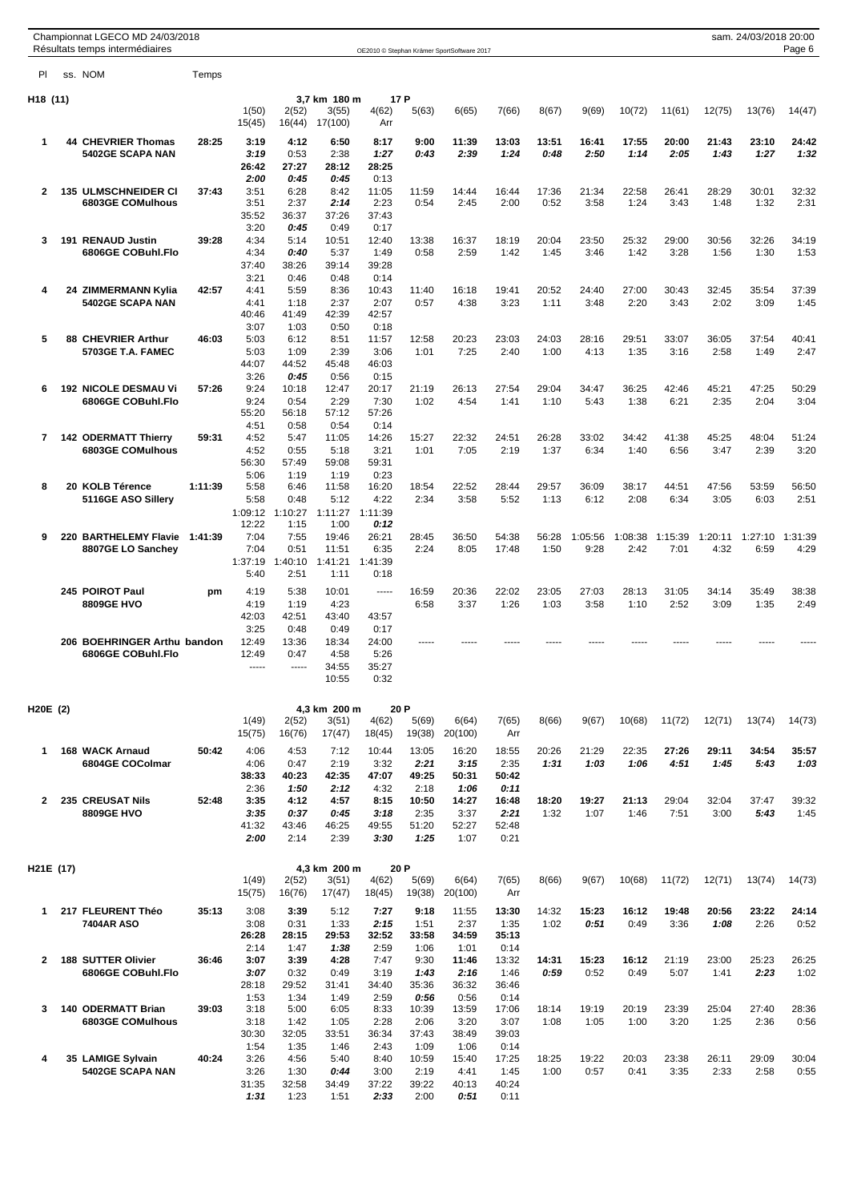Championnat LGECO MD 24/03/2018
Résultats temps intermédiaires

OE2010 © Stephan Krämer SportSoftware 2017

sam. 24/03/2018 20:00

## H18 (11) — 3,7 km 180 m 17 P

| Pl | ss. NOM | Temps | 1(50) | 2(52) | 3(55) | 4(62) | 5(63) | 6(65) | 7(66) | 8(67) | 9(69) | 10(72) | 11(61) | 12(75) | 13(76) | 14(47) |
|---|---|---|---|---|---|---|---|---|---|---|---|---|---|---|---|---|
| | | | 15(45) | 16(44) | 17(100) | Arr | | | | | | | | | | |
| 1 | 44 CHEVRIER Thomas 5402GE SCAPA NAN | 28:25 | 3:19 | 4:12 | 6:50 | 8:17 | 9:00 | 11:39 | 13:03 | 13:51 | 16:41 | 17:55 | 20:00 | 21:43 | 23:10 | 24:42 |
| | | | 3:19 | 0:53 | 2:38 | 1:27 | 0:43 | 2:39 | 1:24 | 0:48 | 2:50 | 1:14 | 2:05 | 1:43 | 1:27 | 1:32 |
| | | | 26:42 | 27:27 | 28:12 | 28:25 | | | | | | | | | | |
| | | | 2:00 | 0:45 | 0:45 | 0:13 | | | | | | | | | | |
| 2 | 135 ULMSCHNEIDER Cl 6803GE COMulhous | 37:43 | 3:51 | 6:28 | 8:42 | 11:05 | 11:59 | 14:44 | 16:44 | 17:36 | 21:34 | 22:58 | 26:41 | 28:29 | 30:01 | 32:32 |
| | | | 3:51 | 2:37 | 2:14 | 2:23 | 0:54 | 2:45 | 2:00 | 0:52 | 3:58 | 1:24 | 3:43 | 1:48 | 1:32 | 2:31 |
| | | | 35:52 | 36:37 | 37:26 | 37:43 | | | | | | | | | | |
| | | | 3:20 | 0:45 | 0:49 | 0:17 | | | | | | | | | | |
| 3 | 191 RENAUD Justin 6806GE COBuhl.Flo | 39:28 | 4:34 | 5:14 | 10:51 | 12:40 | 13:38 | 16:37 | 18:19 | 20:04 | 23:50 | 25:32 | 29:00 | 30:56 | 32:26 | 34:19 |
| | | | 4:34 | 0:40 | 5:37 | 1:49 | 0:58 | 2:59 | 1:42 | 1:45 | 3:46 | 1:42 | 3:28 | 1:56 | 1:30 | 1:53 |
| | | | 37:40 | 38:26 | 39:14 | 39:28 | | | | | | | | | | |
| | | | 3:21 | 0:46 | 0:48 | 0:14 | | | | | | | | | | |
| 4 | 24 ZIMMERMANN Kylia 5402GE SCAPA NAN | 42:57 | 4:41 | 5:59 | 8:36 | 10:43 | 11:40 | 16:18 | 19:41 | 20:52 | 24:40 | 27:00 | 30:43 | 32:45 | 35:54 | 37:39 |
| | | | 4:41 | 1:18 | 2:37 | 2:07 | 0:57 | 4:38 | 3:23 | 1:11 | 3:48 | 2:20 | 3:43 | 2:02 | 3:09 | 1:45 |
| | | | 40:46 | 41:49 | 42:39 | 42:57 | | | | | | | | | | |
| | | | 3:07 | 1:03 | 0:50 | 0:18 | | | | | | | | | | |
| 5 | 88 CHEVRIER Arthur 5703GE T.A. FAMEC | 46:03 | 5:03 | 6:12 | 8:51 | 11:57 | 12:58 | 20:23 | 23:03 | 24:03 | 28:16 | 29:51 | 33:07 | 36:05 | 37:54 | 40:41 |
| | | | 5:03 | 1:09 | 2:39 | 3:06 | 1:01 | 7:25 | 2:40 | 1:00 | 4:13 | 1:35 | 3:16 | 2:58 | 1:49 | 2:47 |
| | | | 44:07 | 44:52 | 45:48 | 46:03 | | | | | | | | | | |
| | | | 3:26 | 0:45 | 0:56 | 0:15 | | | | | | | | | | |
| 6 | 192 NICOLE DESMAU Vi 6806GE COBuhl.Flo | 57:26 | 9:24 | 10:18 | 12:47 | 20:17 | 21:19 | 26:13 | 27:54 | 29:04 | 34:47 | 36:25 | 42:46 | 45:21 | 47:25 | 50:29 |
| | | | 9:24 | 0:54 | 2:29 | 7:30 | 1:02 | 4:54 | 1:41 | 1:10 | 5:43 | 1:38 | 6:21 | 2:35 | 2:04 | 3:04 |
| | | | 55:20 | 56:18 | 57:12 | 57:26 | | | | | | | | | | |
| | | | 4:51 | 0:58 | 0:54 | 0:14 | | | | | | | | | | |
| 7 | 142 ODERMATT Thierry 6803GE COMulhous | 59:31 | 4:52 | 5:47 | 11:05 | 14:26 | 15:27 | 22:32 | 24:51 | 26:28 | 33:02 | 34:42 | 41:38 | 45:25 | 48:04 | 51:24 |
| | | | 4:52 | 0:55 | 5:18 | 3:21 | 1:01 | 7:05 | 2:19 | 1:37 | 6:34 | 1:40 | 6:56 | 3:47 | 2:39 | 3:20 |
| | | | 56:30 | 57:49 | 59:08 | 59:31 | | | | | | | | | | |
| | | | 5:06 | 1:19 | 1:19 | 0:23 | | | | | | | | | | |
| 8 | 20 KOLB Térence 5116GE ASO Sillery | 1:11:39 | 5:58 | 6:46 | 11:58 | 16:20 | 18:54 | 22:52 | 28:44 | 29:57 | 36:09 | 38:17 | 44:51 | 47:56 | 53:59 | 56:50 |
| | | | 5:58 | 0:48 | 5:12 | 4:22 | 2:34 | 3:58 | 5:52 | 1:13 | 6:12 | 2:08 | 6:34 | 3:05 | 6:03 | 2:51 |
| | | | 1:09:12 | 1:10:27 | 1:11:27 | 1:11:39 | | | | | | | | | | |
| | | | 12:22 | 1:15 | 1:00 | 0:12 | | | | | | | | | | |
| 9 | 220 BARTHELEMY Flavie 8807GE LO Sanchey | 1:41:39 | 7:04 | 7:55 | 19:46 | 26:21 | 28:45 | 36:50 | 54:38 | 56:28 | 1:05:56 | 1:08:38 | 1:15:39 | 1:20:11 | 1:27:10 | 1:31:39 |
| | | | 7:04 | 0:51 | 11:51 | 6:35 | 2:24 | 8:05 | 17:48 | 1:50 | 9:28 | 2:42 | 7:01 | 4:32 | 6:59 | 4:29 |
| | | | 1:37:19 | 1:40:10 | 1:41:21 | 1:41:39 | | | | | | | | | | |
| | | | 5:40 | 2:51 | 1:11 | 0:18 | | | | | | | | | | |
| | 245 POIROT Paul 8809GE HVO | pm | 4:19 | 5:38 | 10:01 | ----- | 16:59 | 20:36 | 22:02 | 23:05 | 27:03 | 28:13 | 31:05 | 34:14 | 35:49 | 38:38 |
| | | | 4:19 | 1:19 | 4:23 | | 6:58 | 3:37 | 1:26 | 1:03 | 3:58 | 1:10 | 2:52 | 3:09 | 1:35 | 2:49 |
| | | | 42:03 | 42:51 | 43:40 | 43:57 | | | | | | | | | | |
| | | | 3:25 | 0:48 | 0:49 | 0:17 | | | | | | | | | | |
| | 206 BOEHRINGER Arthu 6806GE COBuhl.Flo | bandon | 12:49 | 13:36 | 18:34 | 24:00 | ----- | ----- | ----- | ----- | ----- | ----- | ----- | ----- | ----- | ----- |
| | | | 12:49 | 0:47 | 4:58 | 5:26 | | | | | | | | | | |
| | | | ----- | ----- | 34:55 | 35:27 | | | | | | | | | | |
| | | | | | 10:55 | 0:32 | | | | | | | | | | |

## H20E (2) — 4,3 km 200 m 20 P

| Pl | ss. NOM | Temps | 1(49) | 2(52) | 3(51) | 4(62) | 5(69) | 6(64) | 7(65) | 8(66) | 9(67) | 10(68) | 11(72) | 12(71) | 13(74) | 14(73) |
|---|---|---|---|---|---|---|---|---|---|---|---|---|---|---|---|---|
| | | | 15(75) | 16(76) | 17(47) | 18(45) | 19(38) | 20(100) | Arr | | | | | | | |
| 1 | 168 WACK Arnaud 6804GE COColmar | 50:42 | 4:06 | 4:53 | 7:12 | 10:44 | 13:05 | 16:20 | 18:55 | 20:26 | 21:29 | 22:35 | 27:26 | 29:11 | 34:54 | 35:57 |
| | | | 4:06 | 0:47 | 2:19 | 3:32 | 2:21 | 3:15 | 2:35 | 1:31 | 1:03 | 1:06 | 4:51 | 1:45 | 5:43 | 1:03 |
| | | | 38:33 | 40:23 | 42:35 | 47:07 | 49:25 | 50:31 | 50:42 | | | | | | | |
| | | | 2:36 | 1:50 | 2:12 | 4:32 | 2:18 | 1:06 | 0:11 | | | | | | | |
| 2 | 235 CREUSAT Nils 8809GE HVO | 52:48 | 3:35 | 4:12 | 4:57 | 8:15 | 10:50 | 14:27 | 16:48 | 18:20 | 19:27 | 21:13 | 29:04 | 32:04 | 37:47 | 39:32 |
| | | | 3:35 | 0:37 | 0:45 | 3:18 | 2:35 | 3:37 | 2:21 | 1:32 | 1:07 | 1:46 | 7:51 | 3:00 | 5:43 | 1:45 |
| | | | 41:32 | 43:46 | 46:25 | 49:55 | 51:20 | 52:27 | 52:48 | | | | | | | |
| | | | 2:00 | 2:14 | 2:39 | 3:30 | 1:25 | 1:07 | 0:21 | | | | | | | |

## H21E (17) — 4,3 km 200 m 20 P

| Pl | ss. NOM | Temps | 1(49) | 2(52) | 3(51) | 4(62) | 5(69) | 6(64) | 7(65) | 8(66) | 9(67) | 10(68) | 11(72) | 12(71) | 13(74) | 14(73) |
|---|---|---|---|---|---|---|---|---|---|---|---|---|---|---|---|---|
| | | | 15(75) | 16(76) | 17(47) | 18(45) | 19(38) | 20(100) | Arr | | | | | | | |
| 1 | 217 FLEURENT Théo 7404AR ASO | 35:13 | 3:08 | 3:39 | 5:12 | 7:27 | 9:18 | 11:55 | 13:30 | 14:32 | 15:23 | 16:12 | 19:48 | 20:56 | 23:22 | 24:14 |
| | | | 3:08 | 0:31 | 1:33 | 2:15 | 1:51 | 2:37 | 1:35 | 1:02 | 0:51 | 0:49 | 3:36 | 1:08 | 2:26 | 0:52 |
| | | | 26:28 | 28:15 | 29:53 | 32:52 | 33:58 | 34:59 | 35:13 | | | | | | | |
| | | | 2:14 | 1:47 | 1:38 | 2:59 | 1:06 | 1:01 | 0:14 | | | | | | | |
| 2 | 188 SUTTER Olivier 6806GE COBuhl.Flo | 36:46 | 3:07 | 3:39 | 4:28 | 7:47 | 9:30 | 11:46 | 13:32 | 14:31 | 15:23 | 16:12 | 21:19 | 23:00 | 25:23 | 26:25 |
| | | | 3:07 | 0:32 | 0:49 | 3:19 | 1:43 | 2:16 | 1:46 | 0:59 | 0:52 | 0:49 | 5:07 | 1:41 | 2:23 | 1:02 |
| | | | 28:18 | 29:52 | 31:41 | 34:40 | 35:36 | 36:32 | 36:46 | | | | | | | |
| | | | 1:53 | 1:34 | 1:49 | 2:59 | 0:56 | 0:56 | 0:14 | | | | | | | |
| 3 | 140 ODERMATT Brian 6803GE COMulhous | 39:03 | 3:18 | 5:00 | 6:05 | 8:33 | 10:39 | 13:59 | 17:06 | 18:14 | 19:19 | 20:19 | 23:39 | 25:04 | 27:40 | 28:36 |
| | | | 3:18 | 1:42 | 1:05 | 2:28 | 2:06 | 3:20 | 3:07 | 1:08 | 1:05 | 1:00 | 3:20 | 1:25 | 2:36 | 0:56 |
| | | | 30:30 | 32:05 | 33:51 | 36:34 | 37:43 | 38:49 | 39:03 | | | | | | | |
| | | | 1:54 | 1:35 | 1:46 | 2:43 | 1:09 | 1:06 | 0:14 | | | | | | | |
| 4 | 35 LAMIGE Sylvain 5402GE SCAPA NAN | 40:24 | 3:26 | 4:56 | 5:40 | 8:40 | 10:59 | 15:40 | 17:25 | 18:25 | 19:22 | 20:03 | 23:38 | 26:11 | 29:09 | 30:04 |
| | | | 3:26 | 1:30 | 0:44 | 3:00 | 2:19 | 4:41 | 1:45 | 1:00 | 0:57 | 0:41 | 3:35 | 2:33 | 2:58 | 0:55 |
| | | | 31:35 | 32:58 | 34:49 | 37:22 | 39:22 | 40:13 | 40:24 | | | | | | | |
| | | | 1:31 | 1:23 | 1:51 | 2:33 | 2:00 | 0:51 | 0:11 | | | | | | | |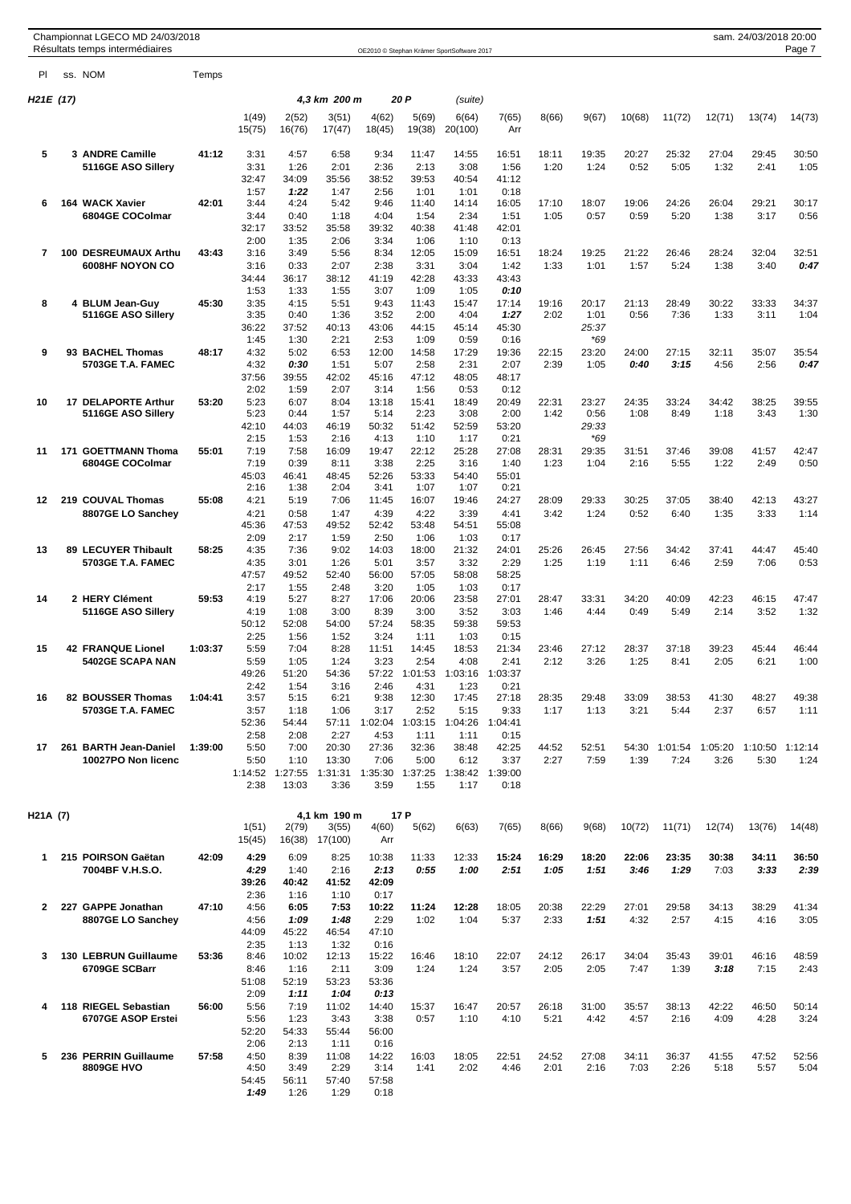## H21E (17) — 4,3 km 200 m — 20 P (suite)

| Pl | ss. | NOM | Temps | 1(49) | 2(52) | 3(51) | 4(62) | 5(69) | 6(64) | 7(65) | 8(66) | 9(67) | 10(68) | 11(72) | 12(71) | 13(74) | 14(73) |
|---|---|---|---|---|---|---|---|---|---|---|---|---|---|---|---|---|---|
| | | | | 15(75) | 16(76) | 17(47) | 18(45) | 19(38) | 20(100) | Arr | | | | | | | |
| 5 | 3 | ANDRE Camille | 41:12 | 3:31 | 4:57 | 6:58 | 9:34 | 11:47 | 14:55 | 16:51 | 18:11 | 19:35 | 20:27 | 25:32 | 27:04 | 29:45 | 30:50 |
| | | 5116GE ASO Sillery | | 3:31 | 1:26 | 2:01 | 2:36 | 2:13 | 3:08 | 1:56 | 1:20 | 1:24 | 0:52 | 5:05 | 1:32 | 2:41 | 1:05 |
| | | | | 32:47 | 34:09 | 35:56 | 38:52 | 39:53 | 40:54 | 41:12 | | | | | | | |
| | | | | 1:57 | *1:22* | 1:47 | 2:56 | 1:01 | 1:01 | 0:18 | | | | | | | |
| 6 | 164 | WACK Xavier | 42:01 | 3:44 | 4:24 | 5:42 | 9:46 | 11:40 | 14:14 | 16:05 | 17:10 | 18:07 | 19:06 | 24:26 | 26:04 | 29:21 | 30:17 |
| | | 6804GE COColmar | | 3:44 | 0:40 | 1:18 | 4:04 | 1:54 | 2:34 | 1:51 | 1:05 | 0:57 | 0:59 | 5:20 | 1:38 | 3:17 | 0:56 |
| | | | | 32:17 | 33:52 | 35:58 | 39:32 | 40:38 | 41:48 | 42:01 | | | | | | | |
| | | | | 2:00 | 1:35 | 2:06 | 3:34 | 1:06 | 1:10 | 0:13 | | | | | | | |
| 7 | 100 | DESREUMAUX Arthu | 43:43 | 3:16 | 3:49 | 5:56 | 8:34 | 12:05 | 15:09 | 16:51 | 18:24 | 19:25 | 21:22 | 26:46 | 28:24 | 32:04 | 32:51 |
| | | 6008HF NOYON CO | | 3:16 | 0:33 | 2:07 | 2:38 | 3:31 | 3:04 | 1:42 | 1:33 | 1:01 | 1:57 | 5:24 | 1:38 | 3:40 | *0:47* |
| | | | | 34:44 | 36:17 | 38:12 | 41:19 | 42:28 | 43:33 | 43:43 | | | | | | | |
| | | | | 1:53 | 1:33 | 1:55 | 3:07 | 1:09 | 1:05 | *0:10* | | | | | | | |
| 8 | 4 | BLUM Jean-Guy | 45:30 | 3:35 | 4:15 | 5:51 | 9:43 | 11:43 | 15:47 | 17:14 | 19:16 | 20:17 | 21:13 | 28:49 | 30:22 | 33:33 | 34:37 |
| | | 5116GE ASO Sillery | | 3:35 | 0:40 | 1:36 | 3:52 | 2:00 | 4:04 | *1:27* | 2:02 | 1:01 | 0:56 | 7:36 | 1:33 | 3:11 | 1:04 |
| | | | | 36:22 | 37:52 | 40:13 | 43:06 | 44:15 | 45:14 | 45:30 | | *25:37* | | | | | |
| | | | | 1:45 | 1:30 | 2:21 | 2:53 | 1:09 | 0:59 | 0:16 | | *69 | | | | | |
| 9 | 93 | BACHEL Thomas | 48:17 | 4:32 | 5:02 | 6:53 | 12:00 | 14:58 | 17:29 | 19:36 | 22:15 | 23:20 | 24:00 | 27:15 | 32:11 | 35:07 | 35:54 |
| | | 5703GE T.A. FAMEC | | 4:32 | *0:30* | 1:51 | 5:07 | 2:58 | 2:31 | 2:07 | 2:39 | 1:05 | *0:40* | *3:15* | 4:56 | 2:56 | *0:47* |
| | | | | 37:56 | 39:55 | 42:02 | 45:16 | 47:12 | 48:05 | 48:17 | | | | | | | |
| | | | | 2:02 | 1:59 | 2:07 | 3:14 | 1:56 | 0:53 | 0:12 | | | | | | | |
| 10 | 17 | DELAPORTE Arthur | 53:20 | 5:23 | 6:07 | 8:04 | 13:18 | 15:41 | 18:49 | 20:49 | 22:31 | 23:27 | 24:35 | 33:24 | 34:42 | 38:25 | 39:55 |
| | | 5116GE ASO Sillery | | 5:23 | 0:44 | 1:57 | 5:14 | 2:23 | 3:08 | 2:00 | 1:42 | 0:56 | 1:08 | 8:49 | 1:18 | 3:43 | 1:30 |
| | | | | 42:10 | 44:03 | 46:19 | 50:32 | 51:42 | 52:59 | 53:20 | | *29:33* | | | | | |
| | | | | 2:15 | 1:53 | 2:16 | 4:13 | 1:10 | 1:17 | 0:21 | | *69 | | | | | |
| 11 | 171 | GOETTMANN Thoma | 55:01 | 7:19 | 7:58 | 16:09 | 19:47 | 22:12 | 25:28 | 27:08 | 28:31 | 29:35 | 31:51 | 37:46 | 39:08 | 41:57 | 42:47 |
| | | 6804GE COColmar | | 7:19 | 0:39 | 8:11 | 3:38 | 2:25 | 3:16 | 1:40 | 1:23 | 1:04 | 2:16 | 5:55 | 1:22 | 2:49 | 0:50 |
| | | | | 45:03 | 46:41 | 48:45 | 52:26 | 53:33 | 54:40 | 55:01 | | | | | | | |
| | | | | 2:16 | 1:38 | 2:04 | 3:41 | 1:07 | 1:07 | 0:21 | | | | | | | |
| 12 | 219 | COUVAL Thomas | 55:08 | 4:21 | 5:19 | 7:06 | 11:45 | 16:07 | 19:46 | 24:27 | 28:09 | 29:33 | 30:25 | 37:05 | 38:40 | 42:13 | 43:27 |
| | | 8807GE LO Sanchey | | 4:21 | 0:58 | 1:47 | 4:39 | 4:22 | 3:39 | 4:41 | 3:42 | 1:24 | 0:52 | 6:40 | 1:35 | 3:33 | 1:14 |
| | | | | 45:36 | 47:53 | 49:52 | 52:42 | 53:48 | 54:51 | 55:08 | | | | | | | |
| | | | | 2:09 | 2:17 | 1:59 | 2:50 | 1:06 | 1:03 | 0:17 | | | | | | | |
| 13 | 89 | LECUYER Thibault | 58:25 | 4:35 | 7:36 | 9:02 | 14:03 | 18:00 | 21:32 | 24:01 | 25:26 | 26:45 | 27:56 | 34:42 | 37:41 | 44:47 | 45:40 |
| | | 5703GE T.A. FAMEC | | 4:35 | 3:01 | 1:26 | 5:01 | 3:57 | 3:32 | 2:29 | 1:25 | 1:19 | 1:11 | 6:46 | 2:59 | 7:06 | 0:53 |
| | | | | 47:57 | 49:52 | 52:40 | 56:00 | 57:05 | 58:08 | 58:25 | | | | | | | |
| | | | | 2:17 | 1:55 | 2:48 | 3:20 | 1:05 | 1:03 | 0:17 | | | | | | | |
| 14 | 2 | HERY Clément | 59:53 | 4:19 | 5:27 | 8:27 | 17:06 | 20:06 | 23:58 | 27:01 | 28:47 | 33:31 | 34:20 | 40:09 | 42:23 | 46:15 | 47:47 |
| | | 5116GE ASO Sillery | | 4:19 | 1:08 | 3:00 | 8:39 | 3:00 | 3:52 | 3:03 | 1:46 | 4:44 | 0:49 | 5:49 | 2:14 | 3:52 | 1:32 |
| | | | | 50:12 | 52:08 | 54:00 | 57:24 | 58:35 | 59:38 | 59:53 | | | | | | | |
| | | | | 2:25 | 1:56 | 1:52 | 3:24 | 1:11 | 1:03 | 0:15 | | | | | | | |
| 15 | 42 | FRANQUE Lionel | 1:03:37 | 5:59 | 7:04 | 8:28 | 11:51 | 14:45 | 18:53 | 21:34 | 23:46 | 27:12 | 28:37 | 37:18 | 39:23 | 45:44 | 46:44 |
| | | 5402GE SCAPA NAN | | 5:59 | 1:05 | 1:24 | 3:23 | 2:54 | 4:08 | 2:41 | 2:12 | 3:26 | 1:25 | 8:41 | 2:05 | 6:21 | 1:00 |
| | | | | 49:26 | 51:20 | 54:36 | 57:22 | 1:01:53 | 1:03:16 | 1:03:37 | | | | | | | |
| | | | | 2:42 | 1:54 | 3:16 | 2:46 | 4:31 | 1:23 | 0:21 | | | | | | | |
| 16 | 82 | BOUSSER Thomas | 1:04:41 | 3:57 | 5:15 | 6:21 | 9:38 | 12:30 | 17:45 | 27:18 | 28:35 | 29:48 | 33:09 | 38:53 | 41:30 | 48:27 | 49:38 |
| | | 5703GE T.A. FAMEC | | 3:57 | 1:18 | 1:06 | 3:17 | 2:52 | 5:15 | 9:33 | 1:17 | 1:13 | 3:21 | 5:44 | 2:37 | 6:57 | 1:11 |
| | | | | 52:36 | 54:44 | 57:11 | 1:02:04 | 1:03:15 | 1:04:26 | 1:04:41 | | | | | | | |
| | | | | 2:58 | 2:08 | 2:27 | 4:53 | 1:11 | 1:11 | 0:15 | | | | | | | |
| 17 | 261 | BARTH Jean-Daniel | 1:39:00 | 5:50 | 7:00 | 20:30 | 27:36 | 32:36 | 38:48 | 42:25 | 44:52 | 52:51 | 54:30 | 1:01:54 | 1:05:20 | 1:10:50 | 1:12:14 |
| | | 10027PO Non licenc | | 5:50 | 1:10 | 13:30 | 7:06 | 5:00 | 6:12 | 3:37 | 2:27 | 7:59 | 1:39 | 7:24 | 3:26 | 5:30 | 1:24 |
| | | | | 1:14:52 | 1:27:55 | 1:31:31 | 1:35:30 | 1:37:25 | 1:38:42 | 1:39:00 | | | | | | | |
| | | | | 2:38 | 13:03 | 3:36 | 3:59 | 1:55 | 1:17 | 0:18 | | | | | | | |

## H21A (7) — 4,1 km 190 m — 17 P

| Pl | ss. | NOM | Temps | 1(51) | 2(79) | 3(55) | 4(60) | 5(62) | 6(63) | 7(65) | 8(66) | 9(68) | 10(72) | 11(71) | 12(74) | 13(76) | 14(48) |
|---|---|---|---|---|---|---|---|---|---|---|---|---|---|---|---|---|---|
| | | | | 15(45) | 16(38) | 17(100) | Arr | | | | | | | | | | |
| 1 | 215 | POIRSON Gaëtan | 42:09 | 4:29 | 6:09 | 8:25 | 10:38 | 11:33 | 12:33 | 15:24 | 16:29 | 18:20 | 22:06 | 23:35 | 30:38 | 34:11 | 36:50 |
| | | 7004BF V.H.S.O. | | *4:29* | 1:40 | 2:16 | *2:13* | *0:55* | *1:00* | *2:51* | *1:05* | *1:51* | *3:46* | *1:29* | 7:03 | *3:33* | *2:39* |
| | | | | 39:26 | 40:42 | 41:52 | 42:09 | | | | | | | | | | |
| | | | | 2:36 | 1:16 | 1:10 | 0:17 | | | | | | | | | | |
| 2 | 227 | GAPPE Jonathan | 47:10 | 4:56 | 6:05 | 7:53 | 10:22 | 11:24 | 12:28 | 18:05 | 20:38 | 22:29 | 27:01 | 29:58 | 34:13 | 38:29 | 41:34 |
| | | 8807GE LO Sanchey | | 4:56 | *1:09* | *1:48* | 2:29 | 1:02 | 1:04 | 5:37 | 2:33 | *1:51* | 4:32 | 2:57 | 4:15 | 4:16 | 3:05 |
| | | | | 44:09 | 45:22 | 46:54 | 47:10 | | | | | | | | | | |
| | | | | 2:35 | 1:13 | 1:32 | 0:16 | | | | | | | | | | |
| 3 | 130 | LEBRUN Guillaume | 53:36 | 8:46 | 10:02 | 12:13 | 15:22 | 16:46 | 18:10 | 22:07 | 24:12 | 26:17 | 34:04 | 35:43 | 39:01 | 46:16 | 48:59 |
| | | 6709GE SCBarr | | 8:46 | 1:16 | 2:11 | 3:09 | 1:24 | 1:24 | 3:57 | 2:05 | 2:05 | 7:47 | 1:39 | *3:18* | 7:15 | 2:43 |
| | | | | 51:08 | 52:19 | 53:23 | 53:36 | | | | | | | | | | |
| | | | | 2:09 | *1:11* | *1:04* | *0:13* | | | | | | | | | | |
| 4 | 118 | RIEGEL Sebastian | 56:00 | 5:56 | 7:19 | 11:02 | 14:40 | 15:37 | 16:47 | 20:57 | 26:18 | 31:00 | 35:57 | 38:13 | 42:22 | 46:50 | 50:14 |
| | | 6707GE ASOP Erstei | | 5:56 | 1:23 | 3:43 | 3:38 | 0:57 | 1:10 | 4:10 | 5:21 | 4:42 | 4:57 | 2:16 | 4:09 | 4:28 | 3:24 |
| | | | | 52:20 | 54:33 | 55:44 | 56:00 | | | | | | | | | | |
| | | | | 2:06 | 2:13 | 1:11 | 0:16 | | | | | | | | | | |
| 5 | 236 | PERRIN Guillaume | 57:58 | 4:50 | 8:39 | 11:08 | 14:22 | 16:03 | 18:05 | 22:51 | 24:52 | 27:08 | 34:11 | 36:37 | 41:55 | 47:52 | 52:56 |
| | | 8809GE HVO | | 4:50 | 3:49 | 2:29 | 3:14 | 1:41 | 2:02 | 4:46 | 2:01 | 2:16 | 7:03 | 2:26 | 5:18 | 5:57 | 5:04 |
| | | | | 54:45 | 56:11 | 57:40 | 57:58 | | | | | | | | | | |
| | | | | *1:49* | 1:26 | 1:29 | 0:18 | | | | | | | | | | |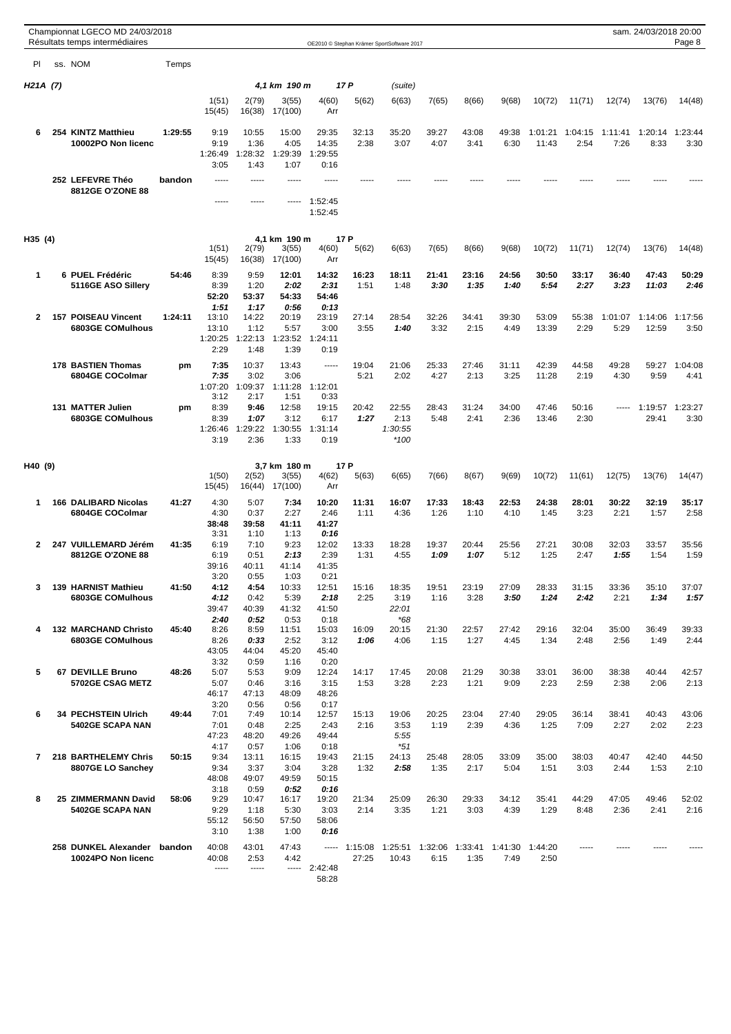Championnat LGECO MD 24/03/2018
Résultats temps intermédiaires

OE2010 © Stephan Krämer SportSoftware 2017

sam. 24/03/2018 20:00

## H21A (7) — 4,1 km 190 m — 17 P (suite)

| Pl | ss. NOM | Temps | 1(51) / 15(45) | 2(79) / 16(38) | 3(55) / 17(100) | 4(60) / Arr | 5(62) | 6(63) | 7(65) | 8(66) | 9(68) | 10(72) | 11(71) | 12(74) | 13(76) | 14(48) |
|---|---|---|---|---|---|---|---|---|---|---|---|---|---|---|---|---|
| 6 | 254 KINTZ Matthieu 10002PO Non licenc | 1:29:55 | 9:19 | 10:55 | 15:00 | 29:35 | 32:13 | 35:20 | 39:27 | 43:08 | 49:38 | 1:01:21 | 1:04:15 | 1:11:41 | 1:20:14 | 1:23:44 |
| | | | 9:19 | 1:36 | 4:05 | 14:35 | 2:38 | 3:07 | 4:07 | 3:41 | 6:30 | 11:43 | 2:54 | 7:26 | 8:33 | 3:30 |
| | | | 1:26:49 | 1:28:32 | 1:29:39 | 1:29:55 | | | | | | | | | | |
| | | | 3:05 | 1:43 | 1:07 | 0:16 | | | | | | | | | | |
| | 252 LEFEVRE Théo 8812GE O'ZONE 88 | bandon | ----- | ----- | ----- | ----- | ----- | ----- | ----- | ----- | ----- | ----- | ----- | ----- | ----- | ----- |
| | | | ----- | ----- | ----- | 1:52:45 | | | | | | | | | | |
| | | | | | | 1:52:45 | | | | | | | | | | |

## H35 (4) — 4,1 km 190 m — 17 P

| Pl | ss. NOM | Temps | 1(51) / 15(45) | 2(79) / 16(38) | 3(55) / 17(100) | 4(60) / Arr | 5(62) | 6(63) | 7(65) | 8(66) | 9(68) | 10(72) | 11(71) | 12(74) | 13(76) | 14(48) |
|---|---|---|---|---|---|---|---|---|---|---|---|---|---|---|---|---|
| 1 | 6 PUEL Frédéric 5116GE ASO Sillery | 54:46 | 8:39 | 9:59 | **12:01** | **14:32** | **16:23** | **18:11** | **21:41** | **23:16** | **24:56** | **30:50** | **33:17** | **36:40** | **47:43** | **50:29** |
| | | | 8:39 | 1:20 | ***2:02*** | ***2:31*** | 1:51 | 1:48 | ***3:30*** | ***1:35*** | ***1:40*** | ***5:54*** | ***2:27*** | ***3:23*** | ***11:03*** | ***2:46*** |
| | | | **52:20** | **53:37** | **54:33** | **54:46** | | | | | | | | | | |
| | | | ***1:51*** | ***1:17*** | ***0:56*** | ***0:13*** | | | | | | | | | | |
| 2 | 157 POISEAU Vincent 6803GE COMulhous | 1:24:11 | 13:10 | 14:22 | 20:19 | 23:19 | 27:14 | 28:54 | 32:26 | 34:41 | 39:30 | 53:09 | 55:38 | 1:01:07 | 1:14:06 | 1:17:56 |
| | | | 13:10 | 1:12 | 5:57 | 3:00 | 3:55 | ***1:40*** | 3:32 | 2:15 | 4:49 | 13:39 | 2:29 | 5:29 | 12:59 | 3:50 |
| | | | 1:20:25 | 1:22:13 | 1:23:52 | 1:24:11 | | | | | | | | | | |
| | | | 2:29 | 1:48 | 1:39 | 0:19 | | | | | | | | | | |
| | 178 BASTIEN Thomas 6804GE COColmar | pm | **7:35** | 10:37 | 13:43 | ----- | 19:04 | 21:06 | 25:33 | 27:46 | 31:11 | 42:39 | 44:58 | 49:28 | 59:27 | 1:04:08 |
| | | | ***7:35*** | 3:02 | 3:06 | | 5:21 | 2:02 | 4:27 | 2:13 | 3:25 | 11:28 | 2:19 | 4:30 | 9:59 | 4:41 |
| | | | 1:07:20 | 1:09:37 | 1:11:28 | 1:12:01 | | | | | | | | | | |
| | | | 3:12 | 2:17 | 1:51 | 0:33 | | | | | | | | | | |
| | 131 MATTER Julien 6803GE COMulhous | pm | 8:39 | **9:46** | 12:58 | 19:15 | 20:42 | 22:55 | 28:43 | 31:24 | 34:00 | 47:46 | 50:16 | ----- | 1:19:57 | 1:23:27 |
| | | | 8:39 | ***1:07*** | 3:12 | 6:17 | ***1:27*** | 2:13 | 5:48 | 2:41 | 2:36 | 13:46 | 2:30 | | 29:41 | 3:30 |
| | | | 1:26:46 | 1:29:22 | 1:30:55 | 1:31:14 | | 1:30:55 | | | | | | | | |
| | | | 3:19 | 2:36 | 1:33 | 0:19 | | *100 | | | | | | | | |

## H40 (9) — 3,7 km 180 m — 17 P

| Pl | ss. NOM | Temps | 1(50) / 15(45) | 2(52) / 16(44) | 3(55) / 17(100) | 4(62) / Arr | 5(63) | 6(65) | 7(66) | 8(67) | 9(69) | 10(72) | 11(61) | 12(75) | 13(76) | 14(47) |
|---|---|---|---|---|---|---|---|---|---|---|---|---|---|---|---|---|
| 1 | 166 DALIBARD Nicolas 6804GE COColmar | 41:27 | 4:30 | 5:07 | **7:34** | **10:20** | **11:31** | **16:07** | **17:33** | **18:43** | **22:53** | **24:38** | **28:01** | **30:22** | **32:19** | **35:17** |
| | | | 4:30 | 0:37 | 2:27 | 2:46 | 1:11 | 4:36 | 1:26 | 1:10 | 4:10 | 1:45 | 3:23 | 2:21 | 1:57 | 2:58 |
| | | | **38:48** | **39:58** | **41:11** | **41:27** | | | | | | | | | | |
| | | | 3:31 | 1:10 | 1:13 | ***0:16*** | | | | | | | | | | |
| 2 | 247 VUILLEMARD Jérém 8812GE O'ZONE 88 | 41:35 | 6:19 | 7:10 | 9:23 | 12:02 | 13:33 | 18:28 | 19:37 | 20:44 | 25:56 | 27:21 | 30:08 | 32:03 | 33:57 | 35:56 |
| | | | 6:19 | 0:51 | ***2:13*** | 2:39 | 1:31 | 4:55 | ***1:09*** | ***1:07*** | 5:12 | 1:25 | 2:47 | ***1:55*** | 1:54 | 1:59 |
| | | | 39:16 | 40:11 | 41:14 | 41:35 | | | | | | | | | | |
| | | | 3:20 | 0:55 | 1:03 | 0:21 | | | | | | | | | | |
| 3 | 139 HARNIST Mathieu 6803GE COMulhous | 41:50 | **4:12** | **4:54** | 10:33 | 12:51 | 15:16 | 18:35 | 19:51 | 23:19 | 27:09 | 28:33 | 31:15 | 33:36 | 35:10 | 37:07 |
| | | | ***4:12*** | 0:42 | 5:39 | ***2:18*** | 2:25 | 3:19 | 1:16 | 3:28 | ***3:50*** | ***1:24*** | ***2:42*** | 2:21 | ***1:34*** | ***1:57*** |
| | | | 39:47 | 40:39 | 41:32 | 41:50 | | 22:01 | | | | | | | | |
| | | | ***2:40*** | ***0:52*** | 0:53 | 0:18 | | *68 | | | | | | | | |
| 4 | 132 MARCHAND Christo 6803GE COMulhous | 45:40 | 8:26 | 8:59 | 11:51 | 15:03 | 16:09 | 20:15 | 21:30 | 22:57 | 27:42 | 29:16 | 32:04 | 35:00 | 36:49 | 39:33 |
| | | | 8:26 | ***0:33*** | 2:52 | 3:12 | ***1:06*** | 4:06 | 1:15 | 1:27 | 4:45 | 1:34 | 2:48 | 2:56 | 1:49 | 2:44 |
| | | | 43:05 | 44:04 | 45:20 | 45:40 | | | | | | | | | | |
| | | | 3:32 | 0:59 | 1:16 | 0:20 | | | | | | | | | | |
| 5 | 67 DEVILLE Bruno 5702GE CSAG METZ | 48:26 | 5:07 | 5:53 | 9:09 | 12:24 | 14:17 | 17:45 | 20:08 | 21:29 | 30:38 | 33:01 | 36:00 | 38:38 | 40:44 | 42:57 |
| | | | 5:07 | 0:46 | 3:16 | 3:15 | 1:53 | 3:28 | 2:23 | 1:21 | 9:09 | 2:23 | 2:59 | 2:38 | 2:06 | 2:13 |
| | | | 46:17 | 47:13 | 48:09 | 48:26 | | | | | | | | | | |
| | | | 3:20 | 0:56 | 0:56 | 0:17 | | | | | | | | | | |
| 6 | 34 PECHSTEIN Ulrich 5402GE SCAPA NAN | 49:44 | 7:01 | 7:49 | 10:14 | 12:57 | 15:13 | 19:06 | 20:25 | 23:04 | 27:40 | 29:05 | 36:14 | 38:41 | 40:43 | 43:06 |
| | | | 7:01 | 0:48 | 2:25 | 2:43 | 2:16 | 3:53 | 1:19 | 2:39 | 4:36 | 1:25 | 7:09 | 2:27 | 2:02 | 2:23 |
| | | | 47:23 | 48:20 | 49:26 | 49:44 | | 5:55 | | | | | | | | |
| | | | 4:17 | 0:57 | 1:06 | 0:18 | | *51 | | | | | | | | |
| 7 | 218 BARTHELEMY Chris 8807GE LO Sanchey | 50:15 | 9:34 | 13:11 | 16:15 | 19:43 | 21:15 | 24:13 | 25:48 | 28:05 | 33:09 | 35:00 | 38:03 | 40:47 | 42:40 | 44:50 |
| | | | 9:34 | 3:37 | 3:04 | 3:28 | 1:32 | ***2:58*** | 1:35 | 2:17 | 5:04 | 1:51 | 3:03 | 2:44 | 1:53 | 2:10 |
| | | | 48:08 | 49:07 | 49:59 | 50:15 | | | | | | | | | | |
| | | | 3:18 | 0:59 | ***0:52*** | ***0:16*** | | | | | | | | | | |
| 8 | 25 ZIMMERMANN David 5402GE SCAPA NAN | 58:06 | 9:29 | 10:47 | 16:17 | 19:20 | 21:34 | 25:09 | 26:30 | 29:33 | 34:12 | 35:41 | 44:29 | 47:05 | 49:46 | 52:02 |
| | | | 9:29 | 1:18 | 5:30 | 3:03 | 2:14 | 3:35 | 1:21 | 3:03 | 4:39 | 1:29 | 8:48 | 2:36 | 2:41 | 2:16 |
| | | | 55:12 | 56:50 | 57:50 | 58:06 | | | | | | | | | | |
| | | | 3:10 | 1:38 | 1:00 | ***0:16*** | | | | | | | | | | |
| | 258 DUNKEL Alexander 10024PO Non licenc | bandon | 40:08 | 43:01 | 47:43 | ----- | 1:15:08 | 1:25:51 | 1:32:06 | 1:33:41 | 1:41:30 | 1:44:20 | ----- | ----- | ----- | ----- |
| | | | 40:08 | 2:53 | 4:42 | | 27:25 | 10:43 | 6:15 | 1:35 | 7:49 | 2:50 | | | | |
| | | | ----- | ----- | ----- | 2:42:48 | | | | | | | | | | |
| | | | | | | 58:28 | | | | | | | | | | |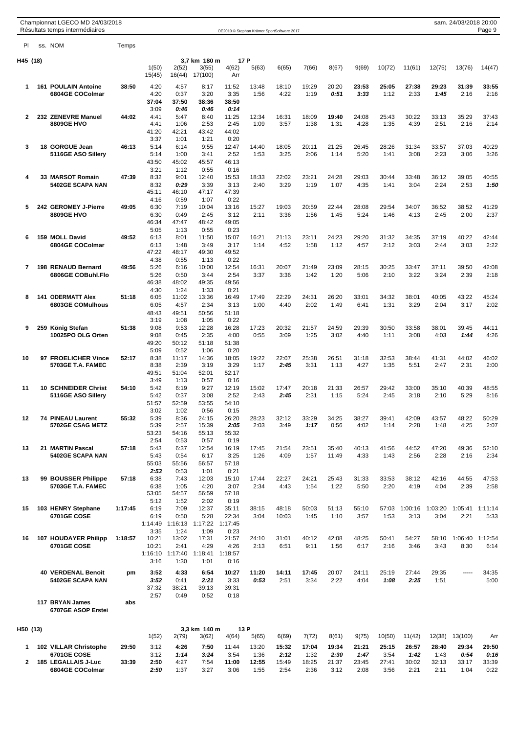Championnat LGECO MD 24/03/2018
Résultats temps intermédiaires

OE2010 © Stephan Krämer SportSoftware 2017

sam. 24/03/2018 20:00

| Pl | ss. NOM | Temps | | | | | | | | | | | | | | |
|---|---|---|---|---|---|---|---|---|---|---|---|---|---|---|---|---|
| **H45 (18)** | | | | | **3,7 km 180 m** | **17 P** | | | | | | | | | | |
| | | | 1(50) | 2(52) | 3(55) | 4(62) | 5(63) | 6(65) | 7(66) | 8(67) | 9(69) | 10(72) | 11(61) | 12(75) | 13(76) | 14(47) |
| | | | 15(45) | 16(44) | 17(100) | Arr | | | | | | | | | | |
| **1** | **161 POULAIN Antoine** | **38:50** | 4:20 | 4:57 | 8:17 | 11:52 | 13:48 | 18:10 | 19:29 | 20:20 | **23:53** | **25:05** | **27:38** | **29:23** | **31:39** | **33:55** |
| | **6804GE COColmar** | | 4:20 | 0:37 | 3:20 | 3:35 | 1:56 | 4:22 | 1:19 | *0:51* | *3:33* | 1:12 | 2:33 | *1:45* | 2:16 | 2:16 |
| | | | **37:04** | **37:50** | **38:36** | **38:50** | | | | | | | | | | |
| | | | 3:09 | *0:46* | *0:46* | *0:14* | | | | | | | | | | |
| **2** | **232 ZENEVRE Manuel** | **44:02** | 4:41 | 5:47 | 8:40 | 11:25 | 12:34 | 16:31 | 18:09 | **19:40** | 24:08 | 25:43 | 30:22 | 33:13 | 35:29 | 37:43 |
| | **8809GE HVO** | | 4:41 | 1:06 | 2:53 | 2:45 | 1:09 | 3:57 | 1:38 | 1:31 | 4:28 | 1:35 | 4:39 | 2:51 | 2:16 | 2:14 |
| | | | 41:20 | 42:21 | 43:42 | 44:02 | | | | | | | | | | |
| | | | 3:37 | 1:01 | 1:21 | 0:20 | | | | | | | | | | |
| **3** | **18 GORGUE Jean** | **46:13** | 5:14 | 6:14 | 9:55 | 12:47 | 14:40 | 18:05 | 20:11 | 21:25 | 26:45 | 28:26 | 31:34 | 33:57 | 37:03 | 40:29 |
| | **5116GE ASO Sillery** | | 5:14 | 1:00 | 3:41 | 2:52 | 1:53 | 3:25 | 2:06 | 1:14 | 5:20 | 1:41 | 3:08 | 2:23 | 3:06 | 3:26 |
| | | | 43:50 | 45:02 | 45:57 | 46:13 | | | | | | | | | | |
| | | | 3:21 | 1:12 | 0:55 | 0:16 | | | | | | | | | | |
| **4** | **33 MARSOT Romain** | **47:39** | 8:32 | 9:01 | 12:40 | 15:53 | 18:33 | 22:02 | 23:21 | 24:28 | 29:03 | 30:44 | 33:48 | 36:12 | 39:05 | 40:55 |
| | **5402GE SCAPA NAN** | | 8:32 | *0:29* | 3:39 | 3:13 | 2:40 | 3:29 | 1:19 | 1:07 | 4:35 | 1:41 | 3:04 | 2:24 | 2:53 | *1:50* |
| | | | 45:11 | 46:10 | 47:17 | 47:39 | | | | | | | | | | |
| | | | 4:16 | 0:59 | 1:07 | 0:22 | | | | | | | | | | |
| **5** | **242 GEROMEY J-Pierre** | **49:05** | 6:30 | 7:19 | 10:04 | 13:16 | 15:27 | 19:03 | 20:59 | 22:44 | 28:08 | 29:54 | 34:07 | 36:52 | 38:52 | 41:29 |
| | **8809GE HVO** | | 6:30 | 0:49 | 2:45 | 3:12 | 2:11 | 3:36 | 1:56 | 1:45 | 5:24 | 1:46 | 4:13 | 2:45 | 2:00 | 2:37 |
| | | | 46:34 | 47:47 | 48:42 | 49:05 | | | | | | | | | | |
| | | | 5:05 | 1:13 | 0:55 | 0:23 | | | | | | | | | | |
| **6** | **159 MOLL David** | **49:52** | 6:13 | 8:01 | 11:50 | 15:07 | 16:21 | 21:13 | 23:11 | 24:23 | 29:20 | 31:32 | 34:35 | 37:19 | 40:22 | 42:44 |
| | **6804GE COColmar** | | 6:13 | 1:48 | 3:49 | 3:17 | 1:14 | 4:52 | 1:58 | 1:12 | 4:57 | 2:12 | 3:03 | 2:44 | 3:03 | 2:22 |
| | | | 47:22 | 48:17 | 49:30 | 49:52 | | | | | | | | | | |
| | | | 4:38 | 0:55 | 1:13 | 0:22 | | | | | | | | | | |
| **7** | **198 RENAUD Bernard** | **49:56** | 5:26 | 6:16 | 10:00 | 12:54 | 16:31 | 20:07 | 21:49 | 23:09 | 28:15 | 30:25 | 33:47 | 37:11 | 39:50 | 42:08 |
| | **6806GE COBuhl.Flo** | | 5:26 | 0:50 | 3:44 | 2:54 | 3:37 | 3:36 | 1:42 | 1:20 | 5:06 | 2:10 | 3:22 | 3:24 | 2:39 | 2:18 |
| | | | 46:38 | 48:02 | 49:35 | 49:56 | | | | | | | | | | |
| | | | 4:30 | 1:24 | 1:33 | 0:21 | | | | | | | | | | |
| **8** | **141 ODERMATT Alex** | **51:18** | 6:05 | 11:02 | 13:36 | 16:49 | 17:49 | 22:29 | 24:31 | 26:20 | 33:01 | 34:32 | 38:01 | 40:05 | 43:22 | 45:24 |
| | **6803GE COMulhous** | | 6:05 | 4:57 | 2:34 | 3:13 | 1:00 | 4:40 | 2:02 | 1:49 | 6:41 | 1:31 | 3:29 | 2:04 | 3:17 | 2:02 |
| | | | 48:43 | 49:51 | 50:56 | 51:18 | | | | | | | | | | |
| | | | 3:19 | 1:08 | 1:05 | 0:22 | | | | | | | | | | |
| **9** | **259 König Stefan** | **51:38** | 9:08 | 9:53 | 12:28 | 16:28 | 17:23 | 20:32 | 21:57 | 24:59 | 29:39 | 30:50 | 33:58 | 38:01 | 39:45 | 44:11 |
| | **10025PO OLG Orten** | | 9:08 | 0:45 | 2:35 | 4:00 | 0:55 | 3:09 | 1:25 | 3:02 | 4:40 | 1:11 | 3:08 | 4:03 | *1:44* | 4:26 |
| | | | 49:20 | 50:12 | 51:18 | 51:38 | | | | | | | | | | |
| | | | 5:09 | 0:52 | 1:06 | 0:20 | | | | | | | | | | |
| **10** | **97 FROELICHER Vince** | **52:17** | 8:38 | 11:17 | 14:36 | 18:05 | 19:22 | 22:07 | 25:38 | 26:51 | 31:18 | 32:53 | 38:44 | 41:31 | 44:02 | 46:02 |
| | **5703GE T.A. FAMEC** | | 8:38 | 2:39 | 3:19 | 3:29 | 1:17 | *2:45* | 3:31 | 1:13 | 4:27 | 1:35 | 5:51 | 2:47 | 2:31 | 2:00 |
| | | | 49:51 | 51:04 | 52:01 | 52:17 | | | | | | | | | | |
| | | | 3:49 | 1:13 | 0:57 | 0:16 | | | | | | | | | | |
| **11** | **10 SCHNEIDER Christ** | **54:10** | 5:42 | 6:19 | 9:27 | 12:19 | 15:02 | 17:47 | 20:18 | 21:33 | 26:57 | 29:42 | 33:00 | 35:10 | 40:39 | 48:55 |
| | **5116GE ASO Sillery** | | 5:42 | 0:37 | 3:08 | 2:52 | 2:43 | *2:45* | 2:31 | 1:15 | 5:24 | 2:45 | 3:18 | 2:10 | 5:29 | 8:16 |
| | | | 51:57 | 52:59 | 53:55 | 54:10 | | | | | | | | | | |
| | | | 3:02 | 1:02 | 0:56 | 0:15 | | | | | | | | | | |
| **12** | **74 PINEAU Laurent** | **55:32** | 5:39 | 8:36 | 24:15 | 26:20 | 28:23 | 32:12 | 33:29 | 34:25 | 38:27 | 39:41 | 42:09 | 43:57 | 48:22 | 50:29 |
| | **5702GE CSAG METZ** | | 5:39 | 2:57 | 15:39 | *2:05* | 2:03 | 3:49 | *1:17* | 0:56 | 4:02 | 1:14 | 2:28 | 1:48 | 4:25 | 2:07 |
| | | | 53:23 | 54:16 | 55:13 | 55:32 | | | | | | | | | | |
| | | | 2:54 | 0:53 | 0:57 | 0:19 | | | | | | | | | | |
| **13** | **21 MARTIN Pascal** | **57:18** | 5:43 | 6:37 | 12:54 | 16:19 | 17:45 | 21:54 | 23:51 | 35:40 | 40:13 | 41:56 | 44:52 | 47:20 | 49:36 | 52:10 |
| | **5402GE SCAPA NAN** | | 5:43 | 0:54 | 6:17 | 3:25 | 1:26 | 4:09 | 1:57 | 11:49 | 4:33 | 1:43 | 2:56 | 2:28 | 2:16 | 2:34 |
| | | | 55:03 | 55:56 | 56:57 | 57:18 | | | | | | | | | | |
| | | | *2:53* | 0:53 | 1:01 | 0:21 | | | | | | | | | | |
| **13** | **99 BOUSSER Philippe** | **57:18** | 6:38 | 7:43 | 12:03 | 15:10 | 17:44 | 22:27 | 24:21 | 25:43 | 31:33 | 33:53 | 38:12 | 42:16 | 44:55 | 47:53 |
| | **5703GE T.A. FAMEC** | | 6:38 | 1:05 | 4:20 | 3:07 | 2:34 | 4:43 | 1:54 | 1:22 | 5:50 | 2:20 | 4:19 | 4:04 | 2:39 | 2:58 |
| | | | 53:05 | 54:57 | 56:59 | 57:18 | | | | | | | | | | |
| | | | 5:12 | 1:52 | 2:02 | 0:19 | | | | | | | | | | |
| **15** | **103 HENRY Stephane** | **1:17:45** | 6:19 | 7:09 | 12:37 | 35:11 | 38:15 | 48:18 | 50:03 | 51:13 | 55:10 | 57:03 | 1:00:16 | 1:03:20 | 1:05:41 | 1:11:14 |
| | **6701GE COSE** | | 6:19 | 0:50 | 5:28 | 22:34 | 3:04 | 10:03 | 1:45 | 1:10 | 3:57 | 1:53 | 3:13 | 3:04 | 2:21 | 5:33 |
| | | | 1:14:49 | 1:16:13 | 1:17:22 | 1:17:45 | | | | | | | | | | |
| | | | 3:35 | 1:24 | 1:09 | 0:23 | | | | | | | | | | |
| **16** | **107 HOUDAYER Philipp** | **1:18:57** | 10:21 | 13:02 | 17:31 | 21:57 | 24:10 | 31:01 | 40:12 | 42:08 | 48:25 | 50:41 | 54:27 | 58:10 | 1:06:40 | 1:12:54 |
| | **6701GE COSE** | | 10:21 | 2:41 | 4:29 | 4:26 | 2:13 | 6:51 | 9:11 | 1:56 | 6:17 | 2:16 | 3:46 | 3:43 | 8:30 | 6:14 |
| | | | 1:16:10 | 1:17:40 | 1:18:41 | 1:18:57 | | | | | | | | | | |
| | | | 3:16 | 1:30 | 1:01 | 0:16 | | | | | | | | | | |
| | **40 VERDENAL Benoit** | **pm** | **3:52** | **4:33** | **6:54** | **10:27** | **11:20** | **14:11** | **17:45** | **20:07** | **24:11** | **25:19** | **27:44** | **29:35** | ----- | **34:35** |
| | **5402GE SCAPA NAN** | | *3:52* | 0:41 | *2:21* | 3:33 | *0:53* | 2:51 | 3:34 | 2:22 | 4:04 | *1:08* | *2:25* | 1:51 | | 5:00 |
| | | | 37:32 | 38:21 | 39:13 | 39:31 | | | | | | | | | | |
| | | | 2:57 | 0:49 | 0:52 | 0:18 | | | | | | | | | | |
| | **117 BRYAN James** | **abs** | | | | | | | | | | | | | | |
| | **6707GE ASOP Erstei** | | | | | | | | | | | | | | | |

| Pl | ss. NOM | Temps | | | | | | | | | | | | | | |
|---|---|---|---|---|---|---|---|---|---|---|---|---|---|---|---|---|
| **H50 (13)** | | | | | **3,3 km 140 m** | **13 P** | | | | | | | | | | |
| | | | 1(52) | 2(79) | 3(62) | 4(64) | 5(65) | 6(69) | 7(72) | 8(61) | 9(75) | 10(50) | 11(42) | 12(38) | 13(100) | Arr |
| **1** | **102 VILLAR Christophe** | **29:50** | 3:12 | **4:26** | **7:50** | 11:44 | 13:20 | **15:32** | **17:04** | **19:34** | **21:21** | **25:15** | **26:57** | **28:40** | **29:34** | **29:50** |
| | **6701GE COSE** | | 3:12 | *1:14* | *3:24* | 3:54 | 1:36 | *2:12* | 1:32 | *2:30* | *1:47* | 3:54 | *1:42* | 1:43 | *0:54* | *0:16* |
| **2** | **185 LEGALLAIS J-Luc** | **33:39** | 2:50 | 4:27 | 7:54 | **11:00** | **12:55** | 15:49 | 18:25 | 21:37 | 23:45 | 27:41 | 30:02 | 32:13 | 33:17 | 33:39 |
| | **6804GE COColmar** | | *2:50* | 1:37 | 3:27 | 3:06 | 1:55 | 2:54 | 2:36 | 3:12 | 2:08 | 3:56 | 2:21 | 2:11 | 1:04 | 0:22 |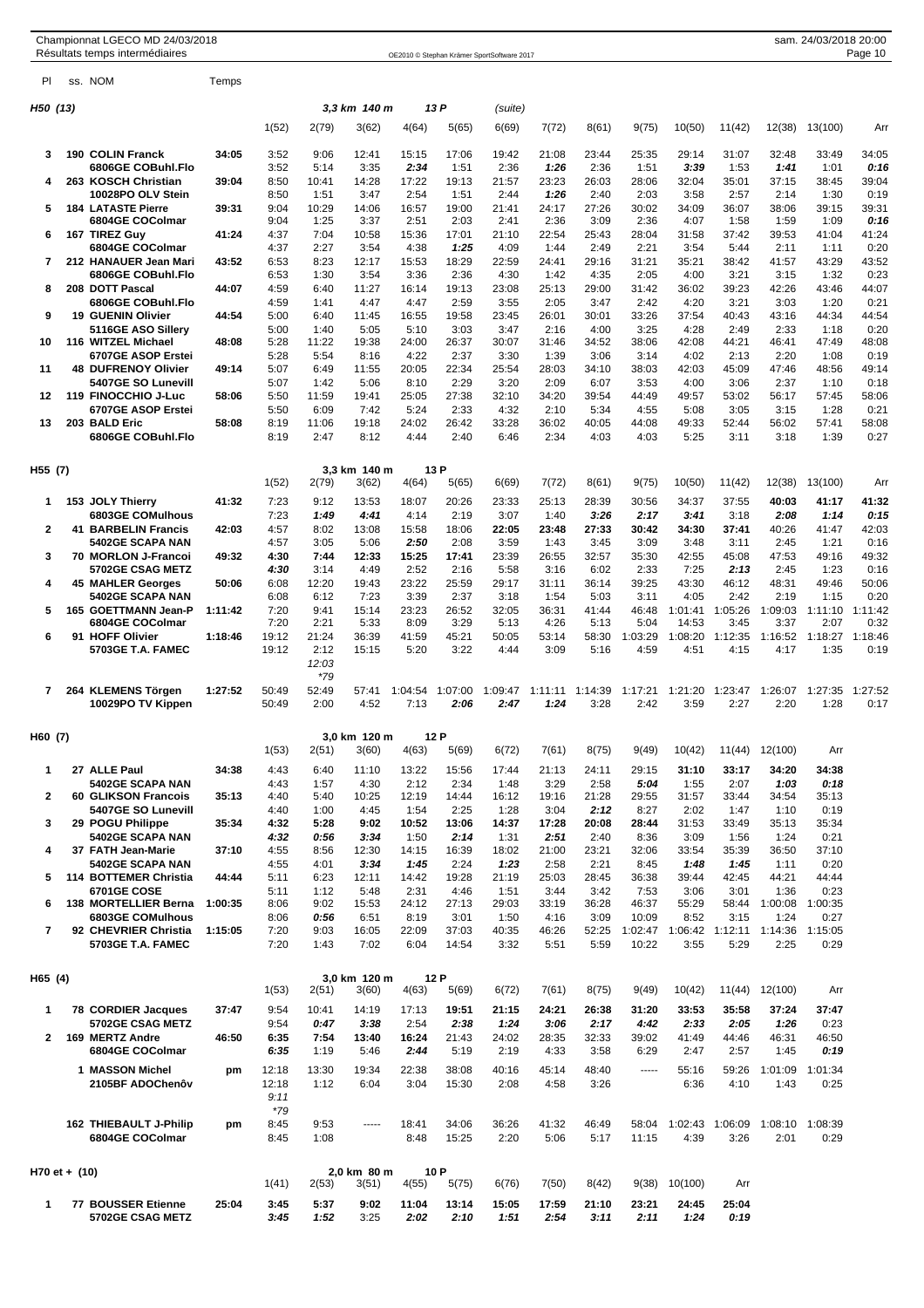Championnat LGECO MD 24/03/2018
Résultats temps intermédiaires

sam. 24/03/2018 20:00

## H50 (13) — 3,3 km 140 m — 13 P (suite)

| Pl | ss. NOM | Temps | 1(52) | 2(79) | 3(62) | 4(64) | 5(65) | 6(69) | 7(72) | 8(61) | 9(75) | 10(50) | 11(42) | 12(38) | 13(100) | Arr |
|---|---|---|---|---|---|---|---|---|---|---|---|---|---|---|---|---|
| 3 | 190 COLIN Franck | 34:05 | 3:52 | 9:06 | 12:41 | 15:15 | 17:06 | 19:42 | 21:08 | 23:44 | 25:35 | 29:14 | 31:07 | 32:48 | 33:49 | 34:05 |
| | 6806GE COBuhl.Flo | | 3:52 | 5:14 | 3:35 | 2:34 | 1:51 | 2:36 | 1:26 | 2:36 | 1:51 | 3:39 | 1:53 | 1:41 | 1:01 | 0:16 |
| 4 | 263 KOSCH Christian | 39:04 | 8:50 | 10:41 | 14:28 | 17:22 | 19:13 | 21:57 | 23:23 | 26:03 | 28:06 | 32:04 | 35:01 | 37:15 | 38:45 | 39:04 |
| | 10028PO OLV Stein | | 8:50 | 1:51 | 3:47 | 2:54 | 1:51 | 2:44 | 1:26 | 2:40 | 2:03 | 3:58 | 2:57 | 2:14 | 1:30 | 0:19 |
| 5 | 184 LATASTE Pierre | 39:31 | 9:04 | 10:29 | 14:06 | 16:57 | 19:00 | 21:41 | 24:17 | 27:26 | 30:02 | 34:09 | 36:07 | 38:06 | 39:15 | 39:31 |
| | 6804GE COColmar | | 9:04 | 1:25 | 3:37 | 2:51 | 2:03 | 2:41 | 2:36 | 3:09 | 2:36 | 4:07 | 1:58 | 1:59 | 1:09 | 0:16 |
| 6 | 167 TIREZ Guy | 41:24 | 4:37 | 7:04 | 10:58 | 15:36 | 17:01 | 21:10 | 22:54 | 25:43 | 28:04 | 31:58 | 37:42 | 39:53 | 41:04 | 41:24 |
| | 6804GE COColmar | | 4:37 | 2:27 | 3:54 | 4:38 | 1:25 | 4:09 | 1:44 | 2:49 | 2:21 | 3:54 | 5:44 | 2:11 | 1:11 | 0:20 |
| 7 | 212 HANAUER Jean Mari | 43:52 | 6:53 | 8:23 | 12:17 | 15:53 | 18:29 | 22:59 | 24:41 | 29:16 | 31:21 | 35:21 | 38:42 | 41:57 | 43:29 | 43:52 |
| | 6806GE COBuhl.Flo | | 6:53 | 1:30 | 3:54 | 3:36 | 2:36 | 4:30 | 1:42 | 4:35 | 2:05 | 4:00 | 3:21 | 3:15 | 1:32 | 0:23 |
| 8 | 208 DOTT Pascal | 44:07 | 4:59 | 6:40 | 11:27 | 16:14 | 19:13 | 23:08 | 25:13 | 29:00 | 31:42 | 36:02 | 39:23 | 42:26 | 43:46 | 44:07 |
| | 6806GE COBuhl.Flo | | 4:59 | 1:41 | 4:47 | 4:47 | 2:59 | 3:55 | 2:05 | 3:47 | 2:42 | 4:20 | 3:21 | 3:03 | 1:20 | 0:21 |
| 9 | 19 GUENIN Olivier | 44:54 | 5:00 | 6:40 | 11:45 | 16:55 | 19:58 | 23:45 | 26:01 | 30:01 | 33:26 | 37:54 | 40:43 | 43:16 | 44:34 | 44:54 |
| | 5116GE ASO Sillery | | 5:00 | 1:40 | 5:05 | 5:10 | 3:03 | 3:47 | 2:16 | 4:00 | 3:25 | 4:28 | 2:49 | 2:33 | 1:18 | 0:20 |
| 10 | 116 WITZEL Michael | 48:08 | 5:28 | 11:22 | 19:38 | 24:00 | 26:37 | 30:07 | 31:46 | 34:52 | 38:06 | 42:08 | 44:21 | 46:41 | 47:49 | 48:08 |
| | 6707GE ASOP Erstei | | 5:28 | 5:54 | 8:16 | 4:22 | 2:37 | 3:30 | 1:39 | 3:06 | 3:14 | 4:02 | 2:13 | 2:20 | 1:08 | 0:19 |
| 11 | 48 DUFRENOY Olivier | 49:14 | 5:07 | 6:49 | 11:55 | 20:05 | 22:34 | 25:54 | 28:03 | 34:10 | 38:03 | 42:03 | 45:09 | 47:46 | 48:56 | 49:14 |
| | 5407GE SO Lunevill | | 5:07 | 1:42 | 5:06 | 8:10 | 2:29 | 3:20 | 2:09 | 6:07 | 3:53 | 4:00 | 3:06 | 2:37 | 1:10 | 0:18 |
| 12 | 119 FINOCCHIO J-Luc | 58:06 | 5:50 | 11:59 | 19:41 | 25:05 | 27:38 | 32:10 | 34:20 | 39:54 | 44:49 | 49:57 | 53:02 | 56:17 | 57:45 | 58:06 |
| | 6707GE ASOP Erstei | | 5:50 | 6:09 | 7:42 | 5:24 | 2:33 | 4:32 | 2:10 | 5:34 | 4:55 | 5:08 | 3:05 | 3:15 | 1:28 | 0:21 |
| 13 | 203 BALD Eric | 58:08 | 8:19 | 11:06 | 19:18 | 24:02 | 26:42 | 33:28 | 36:02 | 40:05 | 44:08 | 49:33 | 52:44 | 56:02 | 57:41 | 58:08 |
| | 6806GE COBuhl.Flo | | 8:19 | 2:47 | 8:12 | 4:44 | 2:40 | 6:46 | 2:34 | 4:03 | 4:03 | 5:25 | 3:11 | 3:18 | 1:39 | 0:27 |

## H55 (7) — 3,3 km 140 m — 13 P

| Pl | ss. NOM | Temps | 1(52) | 2(79) | 3(62) | 4(64) | 5(65) | 6(69) | 7(72) | 8(61) | 9(75) | 10(50) | 11(42) | 12(38) | 13(100) | Arr |
|---|---|---|---|---|---|---|---|---|---|---|---|---|---|---|---|---|
| 1 | 153 JOLY Thierry | 41:32 | 7:23 | 9:12 | 13:53 | 18:07 | 20:26 | 23:33 | 25:13 | 28:39 | 30:56 | 34:37 | 37:55 | 40:03 | 41:17 | 41:32 |
| | 6803GE COMulhous | | 7:23 | 1:49 | 4:41 | 4:14 | 2:19 | 3:07 | 1:40 | 3:26 | 2:17 | 3:41 | 3:18 | 2:08 | 1:14 | 0:15 |
| 2 | 41 BARBELIN Francis | 42:03 | 4:57 | 8:02 | 13:08 | 15:58 | 18:06 | 22:05 | 23:48 | 27:33 | 30:42 | 34:30 | 37:41 | 40:26 | 41:47 | 42:03 |
| | 5402GE SCAPA NAN | | 4:57 | 3:05 | 5:06 | 2:50 | 2:08 | 3:59 | 1:43 | 3:45 | 3:09 | 3:48 | 3:11 | 2:45 | 1:21 | 0:16 |
| 3 | 70 MORLON J-Francoi | 49:32 | 4:30 | 7:44 | 12:33 | 15:25 | 17:41 | 23:39 | 26:55 | 32:57 | 35:30 | 42:55 | 45:08 | 47:53 | 49:16 | 49:32 |
| | 5702GE CSAG METZ | | 4:30 | 3:14 | 4:49 | 2:52 | 2:16 | 5:58 | 3:16 | 6:02 | 2:33 | 7:25 | 2:13 | 2:45 | 1:23 | 0:16 |
| 4 | 45 MAHLER Georges | 50:06 | 6:08 | 12:20 | 19:43 | 23:22 | 25:59 | 29:17 | 31:11 | 36:14 | 39:25 | 43:30 | 46:12 | 48:31 | 49:46 | 50:06 |
| | 5402GE SCAPA NAN | | 6:08 | 6:12 | 7:23 | 3:39 | 2:37 | 3:18 | 1:54 | 5:03 | 3:11 | 4:05 | 2:42 | 2:19 | 1:15 | 0:20 |
| 5 | 165 GOETTMANN Jean-P | 1:11:42 | 7:20 | 9:41 | 15:14 | 23:23 | 26:52 | 32:05 | 36:31 | 41:44 | 46:48 | 1:01:41 | 1:05:26 | 1:09:03 | 1:11:10 | 1:11:42 |
| | 6804GE COColmar | | 7:20 | 2:21 | 5:33 | 8:09 | 3:29 | 5:13 | 4:26 | 5:13 | 5:04 | 14:53 | 3:45 | 3:37 | 2:07 | 0:32 |
| 6 | 91 HOFF Olivier | 1:18:46 | 19:12 | 21:24 | 36:39 | 41:59 | 45:21 | 50:05 | 53:14 | 58:30 | 1:03:29 | 1:08:20 | 1:12:35 | 1:16:52 | 1:18:27 | 1:18:46 |
| | 5703GE T.A. FAMEC | | 19:12 | 2:12 | 15:15 | 5:20 | 3:22 | 4:44 | 3:09 | 5:16 | 4:59 | 4:51 | 4:15 | 4:17 | 1:35 | 0:19 |
| | | | | 12:03 | | | | | | | | | | | | |
| | | | | *79 | | | | | | | | | | | | |
| 7 | 264 KLEMENS Törgen | 1:27:52 | 50:49 | 52:49 | 57:41 | 1:04:54 | 1:07:00 | 1:09:47 | 1:11:11 | 1:14:39 | 1:17:21 | 1:21:20 | 1:23:47 | 1:26:07 | 1:27:35 | 1:27:52 |
| | 10029PO TV Kippen | | 50:49 | 2:00 | 4:52 | 7:13 | 2:06 | 2:47 | 1:24 | 3:28 | 2:42 | 3:59 | 2:27 | 2:20 | 1:28 | 0:17 |

## H60 (7) — 3,0 km 120 m — 12 P

| Pl | ss. NOM | Temps | 1(53) | 2(51) | 3(60) | 4(63) | 5(69) | 6(72) | 7(61) | 8(75) | 9(49) | 10(42) | 11(44) | 12(100) | Arr |
|---|---|---|---|---|---|---|---|---|---|---|---|---|---|---|---|
| 1 | 27 ALLE Paul | 34:38 | 4:43 | 6:40 | 11:10 | 13:22 | 15:56 | 17:44 | 21:13 | 24:11 | 29:15 | 31:10 | 33:17 | 34:20 | 34:38 |
| | 5402GE SCAPA NAN | | 4:43 | 1:57 | 4:30 | 2:12 | 2:34 | 1:48 | 3:29 | 2:58 | 5:04 | 1:55 | 2:07 | 1:03 | 0:18 |
| 2 | 60 GLIKSON Francois | 35:13 | 4:40 | 5:40 | 10:25 | 12:19 | 14:44 | 16:12 | 19:16 | 21:28 | 29:55 | 31:57 | 33:44 | 34:54 | 35:13 |
| | 5407GE SO Lunevill | | 4:40 | 1:00 | 4:45 | 1:54 | 2:25 | 1:28 | 3:04 | 2:12 | 8:27 | 2:02 | 1:47 | 1:10 | 0:19 |
| 3 | 29 POGU Philippe | 35:34 | 4:32 | 5:28 | 9:02 | 10:52 | 13:06 | 14:37 | 17:28 | 20:08 | 28:44 | 31:53 | 33:49 | 35:13 | 35:34 |
| | 5402GE SCAPA NAN | | 4:32 | 0:56 | 3:34 | 1:50 | 2:14 | 1:31 | 2:51 | 2:40 | 8:36 | 3:09 | 1:56 | 1:24 | 0:21 |
| 4 | 37 FATH Jean-Marie | 37:10 | 4:55 | 8:56 | 12:30 | 14:15 | 16:39 | 18:02 | 21:00 | 23:21 | 32:06 | 33:54 | 35:39 | 36:50 | 37:10 |
| | 5402GE SCAPA NAN | | 4:55 | 4:01 | 3:34 | 1:45 | 2:24 | 1:23 | 2:58 | 2:21 | 8:45 | 1:48 | 1:45 | 1:11 | 0:20 |
| 5 | 114 BOTTEMER Christia | 44:44 | 5:11 | 6:23 | 12:11 | 14:42 | 19:28 | 21:19 | 25:03 | 28:45 | 36:38 | 39:44 | 42:45 | 44:21 | 44:44 |
| | 6701GE COSE | | 5:11 | 1:12 | 5:48 | 2:31 | 4:46 | 1:51 | 3:44 | 3:42 | 7:53 | 3:06 | 3:01 | 1:36 | 0:23 |
| 6 | 138 MORTELLIER Berna | 1:00:35 | 8:06 | 9:02 | 15:53 | 24:12 | 27:13 | 29:03 | 33:19 | 36:28 | 46:37 | 55:29 | 58:44 | 1:00:08 | 1:00:35 |
| | 6803GE COMulhous | | 8:06 | 0:56 | 6:51 | 8:19 | 3:01 | 1:50 | 4:16 | 3:09 | 10:09 | 8:52 | 3:15 | 1:24 | 0:27 |
| 7 | 92 CHEVRIER Christia | 1:15:05 | 7:20 | 9:03 | 16:05 | 22:09 | 37:03 | 40:35 | 46:26 | 52:25 | 1:02:47 | 1:06:42 | 1:12:11 | 1:14:36 | 1:15:05 |
| | 5703GE T.A. FAMEC | | 7:20 | 1:43 | 7:02 | 6:04 | 14:54 | 3:32 | 5:51 | 5:59 | 10:22 | 3:55 | 5:29 | 2:25 | 0:29 |

## H65 (4) — 3,0 km 120 m — 12 P

| Pl | ss. NOM | Temps | 1(53) | 2(51) | 3(60) | 4(63) | 5(69) | 6(72) | 7(61) | 8(75) | 9(49) | 10(42) | 11(44) | 12(100) | Arr |
|---|---|---|---|---|---|---|---|---|---|---|---|---|---|---|---|
| 1 | 78 CORDIER Jacques | 37:47 | 9:54 | 10:41 | 14:19 | 17:13 | 19:51 | 21:15 | 24:21 | 26:38 | 31:20 | 33:53 | 35:58 | 37:24 | 37:47 |
| | 5702GE CSAG METZ | | 9:54 | 0:47 | 3:38 | 2:54 | 2:38 | 1:24 | 3:06 | 2:17 | 4:42 | 2:33 | 2:05 | 1:26 | 0:23 |
| 2 | 169 MERTZ Andre | 46:50 | 6:35 | 7:54 | 13:40 | 16:24 | 21:43 | 24:02 | 28:35 | 32:33 | 39:02 | 41:49 | 44:46 | 46:31 | 46:50 |
| | 6804GE COColmar | | 6:35 | 1:19 | 5:46 | 2:44 | 5:19 | 2:19 | 4:33 | 3:58 | 6:29 | 2:47 | 2:57 | 1:45 | 0:19 |
| | 1 MASSON Michel | pm | 12:18 | 13:30 | 19:34 | 22:38 | 38:08 | 40:16 | 45:14 | 48:40 | ----- | 55:16 | 59:26 | 1:01:09 | 1:01:34 |
| | 2105BF ADOChenôv | | 12:18 | 1:12 | 6:04 | 3:04 | 15:30 | 2:08 | 4:58 | 3:26 | | 6:36 | 4:10 | 1:43 | 0:25 |
| | | | 9:11 | | | | | | | | | | | | |
| | | | *79 | | | | | | | | | | | | |
| | 162 THIEBAULT J-Philip | pm | 8:45 | 9:53 | ----- | 18:41 | 34:06 | 36:26 | 41:32 | 46:49 | 58:04 | 1:02:43 | 1:06:09 | 1:08:10 | 1:08:39 |
| | 6804GE COColmar | | 8:45 | 1:08 | | 8:48 | 15:25 | 2:20 | 5:06 | 5:17 | 11:15 | 4:39 | 3:26 | 2:01 | 0:29 |

## H70 et + (10) — 2,0 km 80 m — 10 P

| Pl | ss. NOM | Temps | 1(41) | 2(53) | 3(51) | 4(55) | 5(75) | 6(76) | 7(50) | 8(42) | 9(38) | 10(100) | Arr |
|---|---|---|---|---|---|---|---|---|---|---|---|---|---|
| 1 | 77 BOUSSER Etienne | 25:04 | 3:45 | 5:37 | 9:02 | 11:04 | 13:14 | 15:05 | 17:59 | 21:10 | 23:21 | 24:45 | 25:04 |
| | 5702GE CSAG METZ | | 3:45 | 1:52 | 3:25 | 2:02 | 2:10 | 1:51 | 2:54 | 3:11 | 2:11 | 1:24 | 0:19 |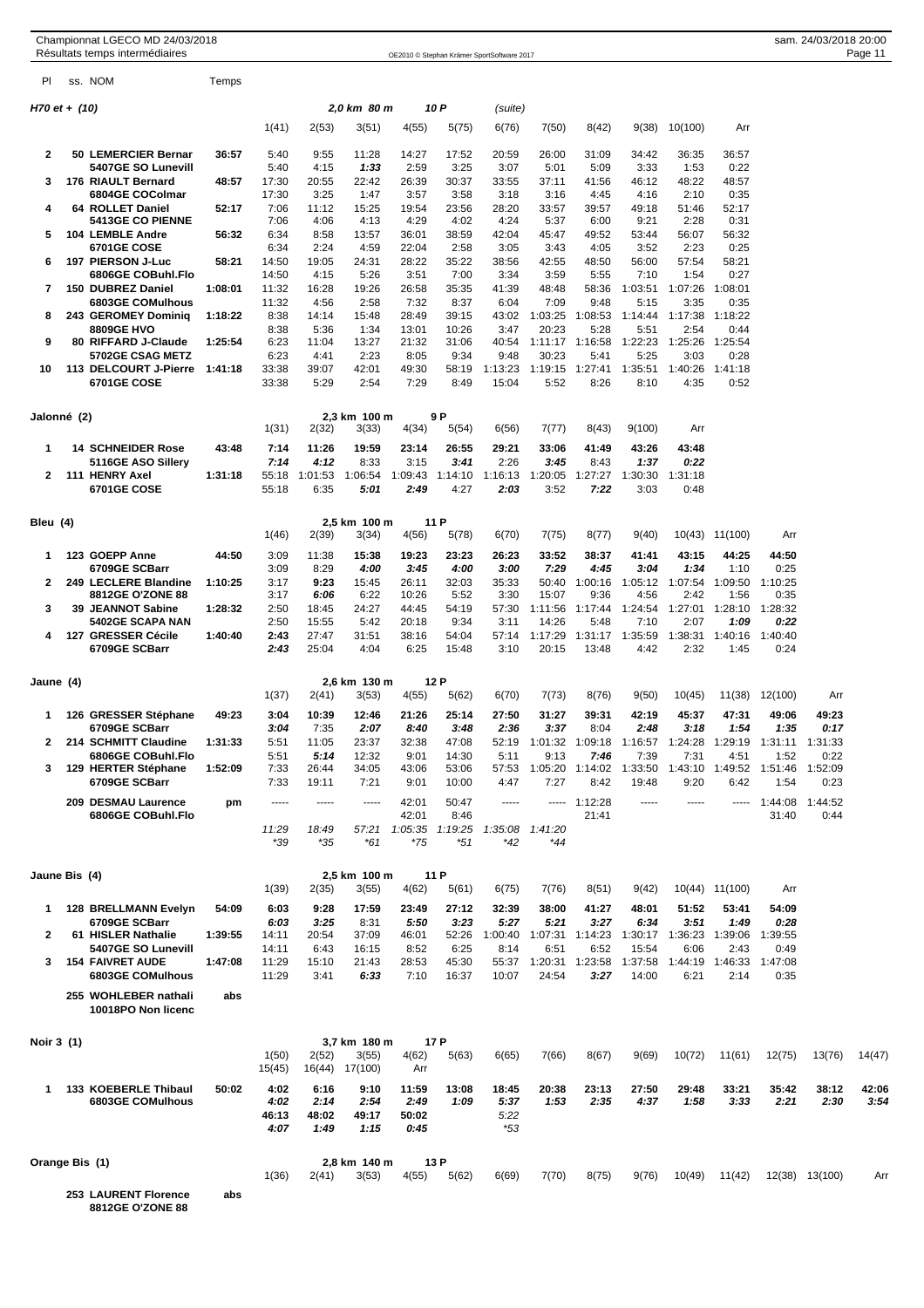Championnat LGECO MD 24/03/2018
Résultats temps intermédiaires

OE2010 © Stephan Krämer SportSoftware 2017

| Pl | ss. NOM | Temps | | | | | | | | | | | |
|---|---|---|---|---|---|---|---|---|---|---|---|---|---|

## H70 et + (10) — 2,0 km 80 m — 10 P (suite)

| Pl | ss. NOM | Temps | 1(41) | 2(53) | 3(51) | 4(55) | 5(75) | 6(76) | 7(50) | 8(42) | 9(38) | 10(100) | Arr |
|---|---|---|---|---|---|---|---|---|---|---|---|---|---|
| 2 | 50 LEMERCIER Bernar / 5407GE SO Lunevill | 36:57 | 5:40 | 9:55 | 11:28 | 14:27 | 17:52 | 20:59 | 26:00 | 31:09 | 34:42 | 36:35 | 36:57 |
| | | | 5:40 | 4:15 | *1:33* | 2:59 | 3:25 | 3:07 | 5:01 | 5:09 | 3:33 | 1:53 | 0:22 |
| 3 | 176 RIAULT Bernard / 6804GE COColmar | 48:57 | 17:30 | 20:55 | 22:42 | 26:39 | 30:37 | 33:55 | 37:11 | 41:56 | 46:12 | 48:22 | 48:57 |
| | | | 17:30 | 3:25 | 1:47 | 3:57 | 3:58 | 3:18 | 3:16 | 4:45 | 4:16 | 2:10 | 0:35 |
| 4 | 64 ROLLET Daniel / 5413GE CO PIENNE | 52:17 | 7:06 | 11:12 | 15:25 | 19:54 | 23:56 | 28:20 | 33:57 | 39:57 | 49:18 | 51:46 | 52:17 |
| | | | 7:06 | 4:06 | 4:13 | 4:29 | 4:02 | 4:24 | 5:37 | 6:00 | 9:21 | 2:28 | 0:31 |
| 5 | 104 LEMBLE Andre / 6701GE COSE | 56:32 | 6:34 | 8:58 | 13:57 | 36:01 | 38:59 | 42:04 | 45:47 | 49:52 | 53:44 | 56:07 | 56:32 |
| | | | 6:34 | 2:24 | 4:59 | 22:04 | 2:58 | 3:05 | 3:43 | 4:05 | 3:52 | 2:23 | 0:25 |
| 6 | 197 PIERSON J-Luc / 6806GE COBuhl.Flo | 58:21 | 14:50 | 19:05 | 24:31 | 28:22 | 35:22 | 38:56 | 42:55 | 48:50 | 56:00 | 57:54 | 58:21 |
| | | | 14:50 | 4:15 | 5:26 | 3:51 | 7:00 | 3:34 | 3:59 | 5:55 | 7:10 | 1:54 | 0:27 |
| 7 | 150 DUBREZ Daniel / 6803GE COMulhous | 1:08:01 | 11:32 | 16:28 | 19:26 | 26:58 | 35:35 | 41:39 | 48:48 | 58:36 | 1:03:51 | 1:07:26 | 1:08:01 |
| | | | 11:32 | 4:56 | 2:58 | 7:32 | 8:37 | 6:04 | 7:09 | 9:48 | 5:15 | 3:35 | 0:35 |
| 8 | 243 GEROMEY Dominiq / 8809GE HVO | 1:18:22 | 8:38 | 14:14 | 15:48 | 28:49 | 39:15 | 43:02 | 1:03:25 | 1:08:53 | 1:14:44 | 1:17:38 | 1:18:22 |
| | | | 8:38 | 5:36 | 1:34 | 13:01 | 10:26 | 3:47 | 20:23 | 5:28 | 5:51 | 2:54 | 0:44 |
| 9 | 80 RIFFARD J-Claude / 5702GE CSAG METZ | 1:25:54 | 6:23 | 11:04 | 13:27 | 21:32 | 31:06 | 40:54 | 1:11:17 | 1:16:58 | 1:22:23 | 1:25:26 | 1:25:54 |
| | | | 6:23 | 4:41 | 2:23 | 8:05 | 9:34 | 9:48 | 30:23 | 5:41 | 5:25 | 3:03 | 0:28 |
| 10 | 113 DELCOURT J-Pierre / 6701GE COSE | 1:41:18 | 33:38 | 39:07 | 42:01 | 49:30 | 58:19 | 1:13:23 | 1:19:15 | 1:27:41 | 1:35:51 | 1:40:26 | 1:41:18 |
| | | | 33:38 | 5:29 | 2:54 | 7:29 | 8:49 | 15:04 | 5:52 | 8:26 | 8:10 | 4:35 | 0:52 |

## Jalonné (2) — 2,3 km 100 m — 9 P

| Pl | ss. NOM | Temps | 1(31) | 2(32) | 3(33) | 4(34) | 5(54) | 6(56) | 7(77) | 8(43) | 9(100) | Arr |
|---|---|---|---|---|---|---|---|---|---|---|---|---|
| 1 | 14 SCHNEIDER Rose / 5116GE ASO Sillery | 43:48 | *7:14* | 11:26 | 19:59 | 23:14 | 26:55 | 29:21 | 33:06 | 41:49 | 43:26 | 43:48 |
| | | | *7:14* | *4:12* | 8:33 | 3:15 | *3:41* | 2:26 | *3:45* | 8:43 | *1:37* | *0:22* |
| 2 | 111 HENRY Axel / 6701GE COSE | 1:31:18 | 55:18 | 1:01:53 | 1:06:54 | 1:09:43 | 1:14:10 | 1:16:13 | 1:20:05 | 1:27:27 | 1:30:30 | 1:31:18 |
| | | | 55:18 | 6:35 | *5:01* | *2:49* | 4:27 | *2:03* | 3:52 | *7:22* | 3:03 | 0:48 |

## Bleu (4) — 2,5 km 100 m — 11 P

| Pl | ss. NOM | Temps | 1(46) | 2(39) | 3(34) | 4(56) | 5(78) | 6(70) | 7(75) | 8(77) | 9(40) | 10(43) | 11(100) | Arr |
|---|---|---|---|---|---|---|---|---|---|---|---|---|---|---|
| 1 | 123 GOEPP Anne / 6709GE SCBarr | 44:50 | 3:09 | 11:38 | 15:38 | 19:23 | 23:23 | 26:23 | 33:52 | 38:37 | 41:41 | 43:15 | 44:25 | 44:50 |
| | | | 3:09 | 8:29 | *4:00* | *3:45* | *4:00* | *3:00* | *7:29* | *4:45* | *3:04* | *1:34* | 1:10 | 0:25 |
| 2 | 249 LECLERE Blandine / 8812GE O'ZONE 88 | 1:10:25 | 3:17 | *9:23* | 15:45 | 26:11 | 32:03 | 35:33 | 50:40 | 1:00:16 | 1:05:12 | 1:07:54 | 1:09:50 | 1:10:25 |
| | | | 3:17 | *6:06* | 6:22 | 10:26 | 5:52 | 3:30 | 15:07 | 9:36 | 4:56 | 2:42 | 1:56 | 0:35 |
| 3 | 39 JEANNOT Sabine / 5402GE SCAPA NAN | 1:28:32 | 2:50 | 18:45 | 24:27 | 44:45 | 54:19 | 57:30 | 1:11:56 | 1:17:44 | 1:24:54 | 1:27:01 | 1:28:10 | 1:28:32 |
| | | | 2:50 | 15:55 | 5:42 | 20:18 | 9:34 | 3:11 | 14:26 | 5:48 | 7:10 | 2:07 | *1:09* | *0:22* |
| 4 | 127 GRESSER Cécile / 6709GE SCBarr | 1:40:40 | *2:43* | 27:47 | 31:51 | 38:16 | 54:04 | 57:14 | 1:17:29 | 1:31:17 | 1:35:59 | 1:38:31 | 1:40:16 | 1:40:40 |
| | | | *2:43* | 25:04 | 4:04 | 6:25 | 15:48 | 3:10 | 20:15 | 13:48 | 4:42 | 2:32 | 1:45 | 0:24 |

## Jaune (4) — 2,6 km 130 m — 12 P

| Pl | ss. NOM | Temps | 1(37) | 2(41) | 3(53) | 4(55) | 5(62) | 6(70) | 7(73) | 8(76) | 9(50) | 10(45) | 11(38) | 12(100) | Arr |
|---|---|---|---|---|---|---|---|---|---|---|---|---|---|---|---|
| 1 | 126 GRESSER Stéphane / 6709GE SCBarr | 49:23 | 3:04 | 10:39 | 12:46 | 21:26 | 25:14 | 27:50 | 31:27 | 39:31 | 42:19 | 45:37 | 47:31 | 49:06 | 49:23 |
| | | | *3:04* | 7:35 | *2:07* | *8:40* | *3:48* | *2:36* | *3:37* | 8:04 | *2:48* | *3:18* | *1:54* | *1:35* | *0:17* |
| 2 | 214 SCHMITT Claudine / 6806GE COBuhl.Flo | 1:31:33 | 5:51 | 11:05 | 23:37 | 32:38 | 47:08 | 52:19 | 1:01:32 | 1:09:18 | 1:16:57 | 1:24:28 | 1:29:19 | 1:31:11 | 1:31:33 |
| | | | 5:51 | *5:14* | 12:32 | 9:01 | 14:30 | 5:11 | 9:13 | *7:46* | 7:39 | 7:31 | 4:51 | 1:52 | 0:22 |
| 3 | 129 HERTER Stéphane / 6709GE SCBarr | 1:52:09 | 7:33 | 26:44 | 34:05 | 43:06 | 53:06 | 57:53 | 1:05:20 | 1:14:02 | 1:33:50 | 1:43:10 | 1:49:52 | 1:51:46 | 1:52:09 |
| | | | 7:33 | 19:11 | 7:21 | 9:01 | 10:00 | 4:47 | 7:27 | 8:42 | 19:48 | 9:20 | 6:42 | 1:54 | 0:23 |
| | 209 DESMAU Laurence / 6806GE COBuhl.Flo | pm | ----- | ----- | ----- | 42:01 | 50:47 | ----- | ----- | 1:12:28 | ----- | ----- | ----- | 1:44:08 | 1:44:52 |
| | | | | | | 42:01 | 8:46 | | | 21:41 | | | | 31:40 | 0:44 |
| | | | *11:29* | *18:49* | *57:21* | *1:05:35* | *1:19:25* | *1:35:08* | *1:41:20* | | | | | | |
| | | | *\*39* | *\*35* | *\*61* | *\*75* | *\*51* | *\*42* | *\*44* | | | | | | |

## Jaune Bis (4) — 2,5 km 100 m — 11 P

| Pl | ss. NOM | Temps | 1(39) | 2(35) | 3(55) | 4(62) | 5(61) | 6(75) | 7(76) | 8(51) | 9(42) | 10(44) | 11(100) | Arr |
|---|---|---|---|---|---|---|---|---|---|---|---|---|---|---|
| 1 | 128 BRELLMANN Evelyn / 6709GE SCBarr | 54:09 | 6:03 | 9:28 | 17:59 | 23:49 | 27:12 | 32:39 | 38:00 | 41:27 | 48:01 | 51:52 | 53:41 | 54:09 |
| | | | *6:03* | *3:25* | 8:31 | *5:50* | *3:23* | *5:27* | *5:21* | *3:27* | *6:34* | *3:51* | *1:49* | *0:28* |
| 2 | 61 HISLER Nathalie / 5407GE SO Lunevill | 1:39:55 | 14:11 | 20:54 | 37:09 | 46:01 | 52:26 | 1:00:40 | 1:07:31 | 1:14:23 | 1:30:17 | 1:36:23 | 1:39:06 | 1:39:55 |
| | | | 14:11 | 6:43 | 16:15 | 8:52 | 6:25 | 8:14 | 6:51 | 6:52 | 15:54 | 6:06 | 2:43 | 0:49 |
| 3 | 154 FAIVRET AUDE / 6803GE COMulhous | 1:47:08 | 11:29 | 15:10 | 21:43 | 28:53 | 45:30 | 55:37 | 1:20:31 | 1:23:58 | 1:37:58 | 1:44:19 | 1:46:33 | 1:47:08 |
| | | | 11:29 | 3:41 | *6:33* | 7:10 | 16:37 | 10:07 | 24:54 | *3:27* | 14:00 | 6:21 | 2:14 | 0:35 |
| | 255 WOHLEBER nathali / 10018PO Non licenc | abs | | | | | | | | | | | | |

## Noir 3 (1) — 3,7 km 180 m — 17 P

| Pl | ss. NOM | Temps | 1(50) | 2(52) | 3(55) | 4(62) | 5(63) | 6(65) | 7(66) | 8(67) | 9(69) | 10(72) | 11(61) | 12(75) | 13(76) | 14(47) |
|---|---|---|---|---|---|---|---|---|---|---|---|---|---|---|---|---|
| | | | 15(45) | 16(44) | 17(100) | Arr | | | | | | | | | | |
| 1 | 133 KOEBERLE Thibaul / 6803GE COMulhous | 50:02 | **4:02** | **6:16** | **9:10** | **11:59** | **13:08** | **18:45** | **20:38** | **23:13** | **27:50** | **29:48** | **33:21** | **35:42** | **38:12** | **42:06** |
| | | | ***4:02*** | ***2:14*** | ***2:54*** | ***2:49*** | ***1:09*** | ***5:37*** | ***1:53*** | ***2:35*** | ***4:37*** | ***1:58*** | ***3:33*** | ***2:21*** | ***2:30*** | ***3:54*** |
| | | | **46:13** | **48:02** | **49:17** | **50:02** | | *5:22* | | | | | | | | |
| | | | ***4:07*** | ***1:49*** | ***1:15*** | ***0:45*** | | *\*53* | | | | | | | | |

## Orange Bis (1) — 2,8 km 140 m — 13 P

| Pl | ss. NOM | Temps | 1(36) | 2(41) | 3(53) | 4(55) | 5(62) | 6(69) | 7(70) | 8(75) | 9(76) | 10(49) | 11(42) | 12(38) | 13(100) | Arr |
|---|---|---|---|---|---|---|---|---|---|---|---|---|---|---|---|---|
| | 253 LAURENT Florence / 8812GE O'ZONE 88 | abs | | | | | | | | | | | | | | |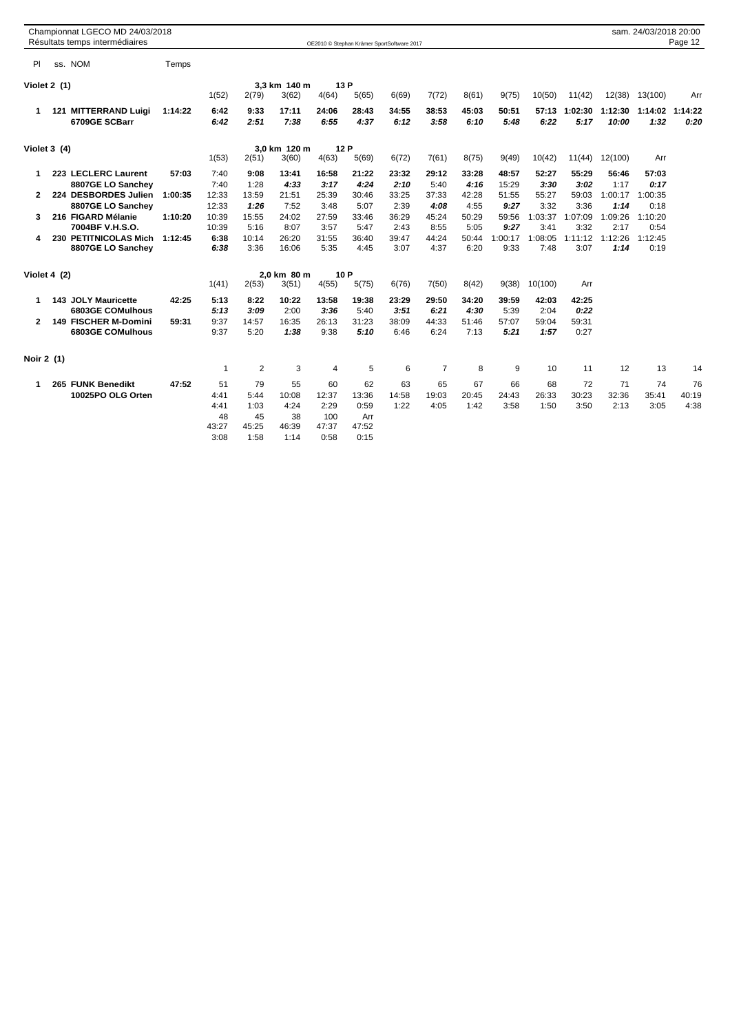Championnat LGECO MD 24/03/2018
Résultats temps intermédiaires

| Pl | ss. NOM | Temps | | | | | | | | | | | | | | |
|---|---|---|---|---|---|---|---|---|---|---|---|---|---|---|---|---|

**Violet 2 (1)** — 3,3 km 140 m 13 P

| Pl | ss. NOM | Temps | 1(52) | 2(79) | 3(62) | 4(64) | 5(65) | 6(69) | 7(72) | 8(61) | 9(75) | 10(50) | 11(42) | 12(38) | 13(100) | Arr |
|---|---|---|---|---|---|---|---|---|---|---|---|---|---|---|---|---|
| **1** | **121 MITTERRAND Luigi** | **1:14:22** | **6:42** | **9:33** | **17:11** | **24:06** | **28:43** | **34:55** | **38:53** | **45:03** | **50:51** | **57:13** | **1:02:30** | **1:12:30** | **1:14:02** | **1:14:22** |
| | **6709GE SCBarr** | | ***6:42*** | ***2:51*** | ***7:38*** | ***6:55*** | ***4:37*** | ***6:12*** | ***3:58*** | ***6:10*** | ***5:48*** | ***6:22*** | ***5:17*** | ***10:00*** | ***1:32*** | ***0:20*** |

**Violet 3 (4)** — 3,0 km 120 m 12 P

| Pl | ss. NOM | Temps | 1(53) | 2(51) | 3(60) | 4(63) | 5(69) | 6(72) | 7(61) | 8(75) | 9(49) | 10(42) | 11(44) | 12(100) | Arr |
|---|---|---|---|---|---|---|---|---|---|---|---|---|---|---|---|
| **1** | **223 LECLERC Laurent** | **57:03** | 7:40 | **9:08** | **13:41** | **16:58** | **21:22** | **23:32** | **29:12** | **33:28** | **48:57** | **52:27** | **55:29** | **56:46** | **57:03** |
| | **8807GE LO Sanchey** | | 7:40 | 1:28 | ***4:33*** | ***3:17*** | ***4:24*** | ***2:10*** | 5:40 | ***4:16*** | 15:29 | ***3:30*** | ***3:02*** | 1:17 | ***0:17*** |
| **2** | **224 DESBORDES Julien** | **1:00:35** | 12:33 | 13:59 | 21:51 | 25:39 | 30:46 | 33:25 | 37:33 | 42:28 | 51:55 | 55:27 | 59:03 | 1:00:17 | 1:00:35 |
| | **8807GE LO Sanchey** | | 12:33 | ***1:26*** | 7:52 | 3:48 | 5:07 | 2:39 | ***4:08*** | 4:55 | ***9:27*** | 3:32 | 3:36 | ***1:14*** | 0:18 |
| **3** | **216 FIGARD Mélanie** | **1:10:20** | 10:39 | 15:55 | 24:02 | 27:59 | 33:46 | 36:29 | 45:24 | 50:29 | 59:56 | 1:03:37 | 1:07:09 | 1:09:26 | 1:10:20 |
| | **7004BF V.H.S.O.** | | 10:39 | 5:16 | 8:07 | 3:57 | 5:47 | 2:43 | 8:55 | 5:05 | ***9:27*** | 3:41 | 3:32 | 2:17 | 0:54 |
| **4** | **230 PETITNICOLAS Mich** | **1:12:45** | **6:38** | 10:14 | 26:20 | 31:55 | 36:40 | 39:47 | 44:24 | 50:44 | 1:00:17 | 1:08:05 | 1:11:12 | 1:12:26 | 1:12:45 |
| | **8807GE LO Sanchey** | | ***6:38*** | 3:36 | 16:06 | 5:35 | 4:45 | 3:07 | 4:37 | 6:20 | 9:33 | 7:48 | 3:07 | ***1:14*** | 0:19 |

**Violet 4 (2)** — 2,0 km 80 m 10 P

| Pl | ss. NOM | Temps | 1(41) | 2(53) | 3(51) | 4(55) | 5(75) | 6(76) | 7(50) | 8(42) | 9(38) | 10(100) | Arr |
|---|---|---|---|---|---|---|---|---|---|---|---|---|---|
| **1** | **143 JOLY Mauricette** | **42:25** | **5:13** | **8:22** | **10:22** | **13:58** | **19:38** | **23:29** | **29:50** | **34:20** | **39:59** | **42:03** | **42:25** |
| | **6803GE COMulhous** | | ***5:13*** | ***3:09*** | 2:00 | ***3:36*** | 5:40 | ***3:51*** | ***6:21*** | ***4:30*** | 5:39 | 2:04 | ***0:22*** |
| **2** | **149 FISCHER M-Domini** | **59:31** | 9:37 | 14:57 | 16:35 | 26:13 | 31:23 | 38:09 | 44:33 | 51:46 | 57:07 | 59:04 | 59:31 |
| | **6803GE COMulhous** | | 9:37 | 5:20 | ***1:38*** | 9:38 | ***5:10*** | 6:46 | 6:24 | 7:13 | ***5:21*** | ***1:57*** | 0:27 |

**Noir 2 (1)**

| Pl | ss. NOM | Temps | 1 | 2 | 3 | 4 | 5 | 6 | 7 | 8 | 9 | 10 | 11 | 12 | 13 | 14 |
|---|---|---|---|---|---|---|---|---|---|---|---|---|---|---|---|---|
| **1** | **265 FUNK Benedikt** | **47:52** | 51 | 79 | 55 | 60 | 62 | 63 | 65 | 67 | 66 | 68 | 72 | 71 | 74 | 76 |
| | **10025PO OLG Orten** | | 4:41 | 5:44 | 10:08 | 12:37 | 13:36 | 14:58 | 19:03 | 20:45 | 24:43 | 26:33 | 30:23 | 32:36 | 35:41 | 40:19 |
| | | | 4:41 | 1:03 | 4:24 | 2:29 | 0:59 | 1:22 | 4:05 | 1:42 | 3:58 | 1:50 | 3:50 | 2:13 | 3:05 | 4:38 |
| | | | 48 | 45 | 38 | 100 | Arr | | | | | | | | | |
| | | | 43:27 | 45:25 | 46:39 | 47:37 | 47:52 | | | | | | | | | |
| | | | 3:08 | 1:58 | 1:14 | 0:58 | 0:15 | | | | | | | | | |